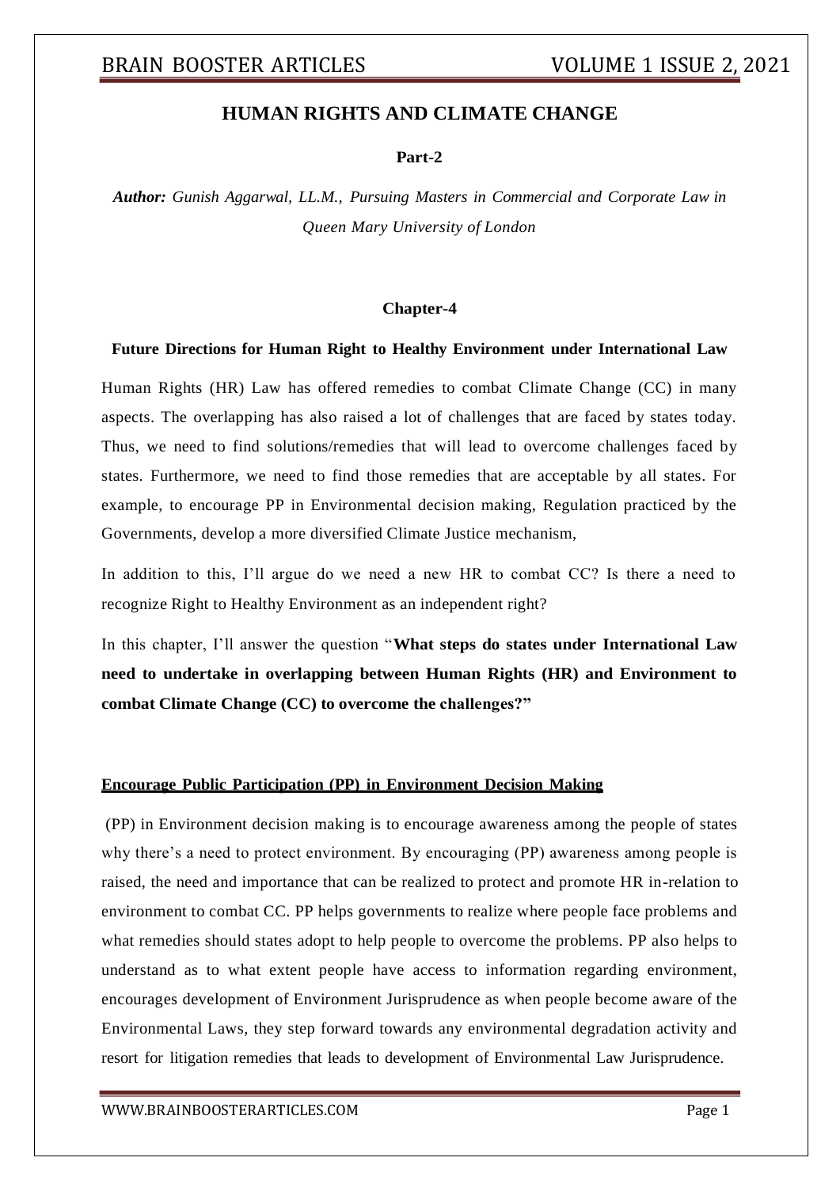# HUMAN RIGHTS AND CLIMATE CHANGE

**Part-2**

***Author:*** *Gunish Aggarwal, LL.M., Pursuing Masters in Commercial and Corporate Law in Queen Mary University of London*

## Chapter-4

### Future Directions for Human Right to Healthy Environment under International Law

Human Rights (HR) Law has offered remedies to combat Climate Change (CC) in many aspects. The overlapping has also raised a lot of challenges that are faced by states today. Thus, we need to find solutions/remedies that will lead to overcome challenges faced by states. Furthermore, we need to find those remedies that are acceptable by all states. For example, to encourage PP in Environmental decision making, Regulation practiced by the Governments, develop a more diversified Climate Justice mechanism,

In addition to this, I'll argue do we need a new HR to combat CC? Is there a need to recognize Right to Healthy Environment as an independent right?

In this chapter, I'll answer the question "**What steps do states under International Law need to undertake in overlapping between Human Rights (HR) and Environment to combat Climate Change (CC) to overcome the challenges?**"

#### Encourage Public Participation (PP) in Environment Decision Making

(PP) in Environment decision making is to encourage awareness among the people of states why there's a need to protect environment. By encouraging (PP) awareness among people is raised, the need and importance that can be realized to protect and promote HR in-relation to environment to combat CC. PP helps governments to realize where people face problems and what remedies should states adopt to help people to overcome the problems. PP also helps to understand as to what extent people have access to information regarding environment, encourages development of Environment Jurisprudence as when people become aware of the Environmental Laws, they step forward towards any environmental degradation activity and resort for litigation remedies that leads to development of Environmental Law Jurisprudence.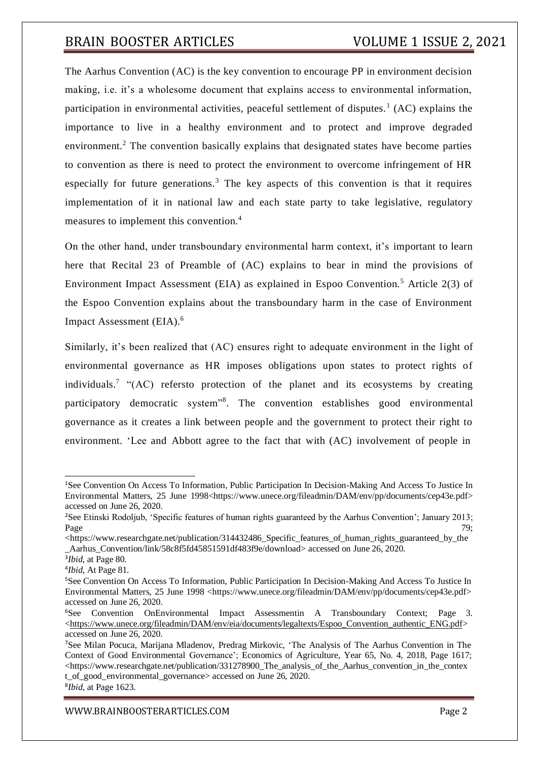The Aarhus Convention (AC) is the key convention to encourage PP in environment decision making, i.e. it's a wholesome document that explains access to environmental information, participation in environmental activities, peaceful settlement of disputes.[1] (AC) explains the importance to live in a healthy environment and to protect and improve degraded environment.[2] The convention basically explains that designated states have become parties to convention as there is need to protect the environment to overcome infringement of HR especially for future generations.[3] The key aspects of this convention is that it requires implementation of it in national law and each state party to take legislative, regulatory measures to implement this convention.[4]

On the other hand, under transboundary environmental harm context, it's important to learn here that Recital 23 of Preamble of (AC) explains to bear in mind the provisions of Environment Impact Assessment (EIA) as explained in Espoo Convention.[5] Article 2(3) of the Espoo Convention explains about the transboundary harm in the case of Environment Impact Assessment (EIA).[6]

Similarly, it's been realized that (AC) ensures right to adequate environment in the light of environmental governance as HR imposes obligations upon states to protect rights of individuals.[7] "(AC) refersto protection of the planet and its ecosystems by creating participatory democratic system"[8]. The convention establishes good environmental governance as it creates a link between people and the government to protect their right to environment. 'Lee and Abbott agree to the fact that with (AC) involvement of people in

---

[1]See Convention On Access To Information, Public Participation In Decision-Making And Access To Justice In Environmental Matters, 25 June 1998<https://www.unece.org/fileadmin/DAM/env/pp/documents/cep43e.pdf> accessed on June 26, 2020.

[2]See Etinski Rodoljub, 'Specific features of human rights guaranteed by the Aarhus Convention'; January 2013; Page 79; <https://www.researchgate.net/publication/314432486_Specific_features_of_human_rights_guaranteed_by_the_Aarhus_Convention/link/58c8f5fd45851591df483f9e/download> accessed on June 26, 2020.

[3]*Ibid*, at Page 80.

[4]*Ibid*, At Page 81.

[5]See Convention On Access To Information, Public Participation In Decision-Making And Access To Justice In Environmental Matters, 25 June 1998 <https://www.unece.org/fileadmin/DAM/env/pp/documents/cep43e.pdf> accessed on June 26, 2020.

[6]See Convention OnEnvironmental Impact Assessmentin A Transboundary Context; Page 3. <https://www.unece.org/fileadmin/DAM/env/eia/documents/legaltexts/Espoo_Convention_authentic_ENG.pdf> accessed on June 26, 2020.

[7]See Milan Pocuca, Marijana Mladenov, Predrag Mirkovic, 'The Analysis of The Aarhus Convention in The Context of Good Environmental Governance'; Economics of Agriculture, Year 65, No. 4, 2018, Page 1617; <https://www.researchgate.net/publication/331278900_The_analysis_of_the_Aarhus_convention_in_the_context_of_good_environmental_governance> accessed on June 26, 2020.

[8]*Ibid*, at Page 1623.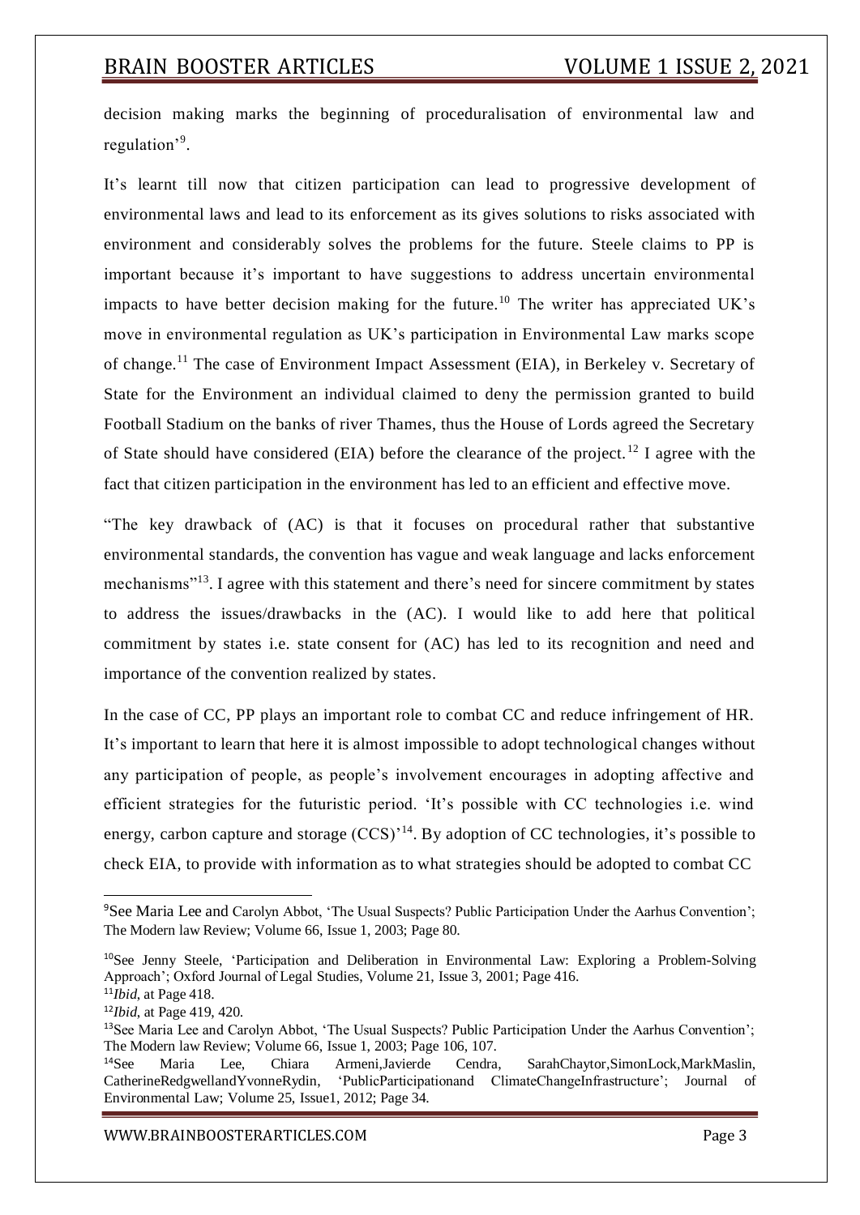decision making marks the beginning of proceduralisation of environmental law and regulation'[9].

It's learnt till now that citizen participation can lead to progressive development of environmental laws and lead to its enforcement as its gives solutions to risks associated with environment and considerably solves the problems for the future. Steele claims to PP is important because it's important to have suggestions to address uncertain environmental impacts to have better decision making for the future.[10] The writer has appreciated UK's move in environmental regulation as UK's participation in Environmental Law marks scope of change.[11] The case of Environment Impact Assessment (EIA), in Berkeley v. Secretary of State for the Environment an individual claimed to deny the permission granted to build Football Stadium on the banks of river Thames, thus the House of Lords agreed the Secretary of State should have considered (EIA) before the clearance of the project.[12] I agree with the fact that citizen participation in the environment has led to an efficient and effective move.

"The key drawback of (AC) is that it focuses on procedural rather that substantive environmental standards, the convention has vague and weak language and lacks enforcement mechanisms"[13]. I agree with this statement and there's need for sincere commitment by states to address the issues/drawbacks in the (AC). I would like to add here that political commitment by states i.e. state consent for (AC) has led to its recognition and need and importance of the convention realized by states.

In the case of CC, PP plays an important role to combat CC and reduce infringement of HR. It's important to learn that here it is almost impossible to adopt technological changes without any participation of people, as people's involvement encourages in adopting affective and efficient strategies for the futuristic period. 'It's possible with CC technologies i.e. wind energy, carbon capture and storage (CCS)'[14]. By adoption of CC technologies, it's possible to check EIA, to provide with information as to what strategies should be adopted to combat CC

---

[9]See Maria Lee and Carolyn Abbot, 'The Usual Suspects? Public Participation Under the Aarhus Convention'; The Modern law Review; Volume 66, Issue 1, 2003; Page 80.

[10]See Jenny Steele, 'Participation and Deliberation in Environmental Law: Exploring a Problem-Solving Approach'; Oxford Journal of Legal Studies, Volume 21, Issue 3, 2001; Page 416.

[11]*Ibid*, at Page 418.

[12]*Ibid*, at Page 419, 420.

[13]See Maria Lee and Carolyn Abbot, 'The Usual Suspects? Public Participation Under the Aarhus Convention'; The Modern law Review; Volume 66, Issue 1, 2003; Page 106, 107.

[14]See Maria Lee, Chiara Armeni,Javierde Cendra, SarahChaytor,SimonLock,MarkMaslin, CatherineRedgwellandYvonneRydin, 'PublicParticipationand ClimateChangeInfrastructure'; Journal of Environmental Law; Volume 25, Issue1, 2012; Page 34.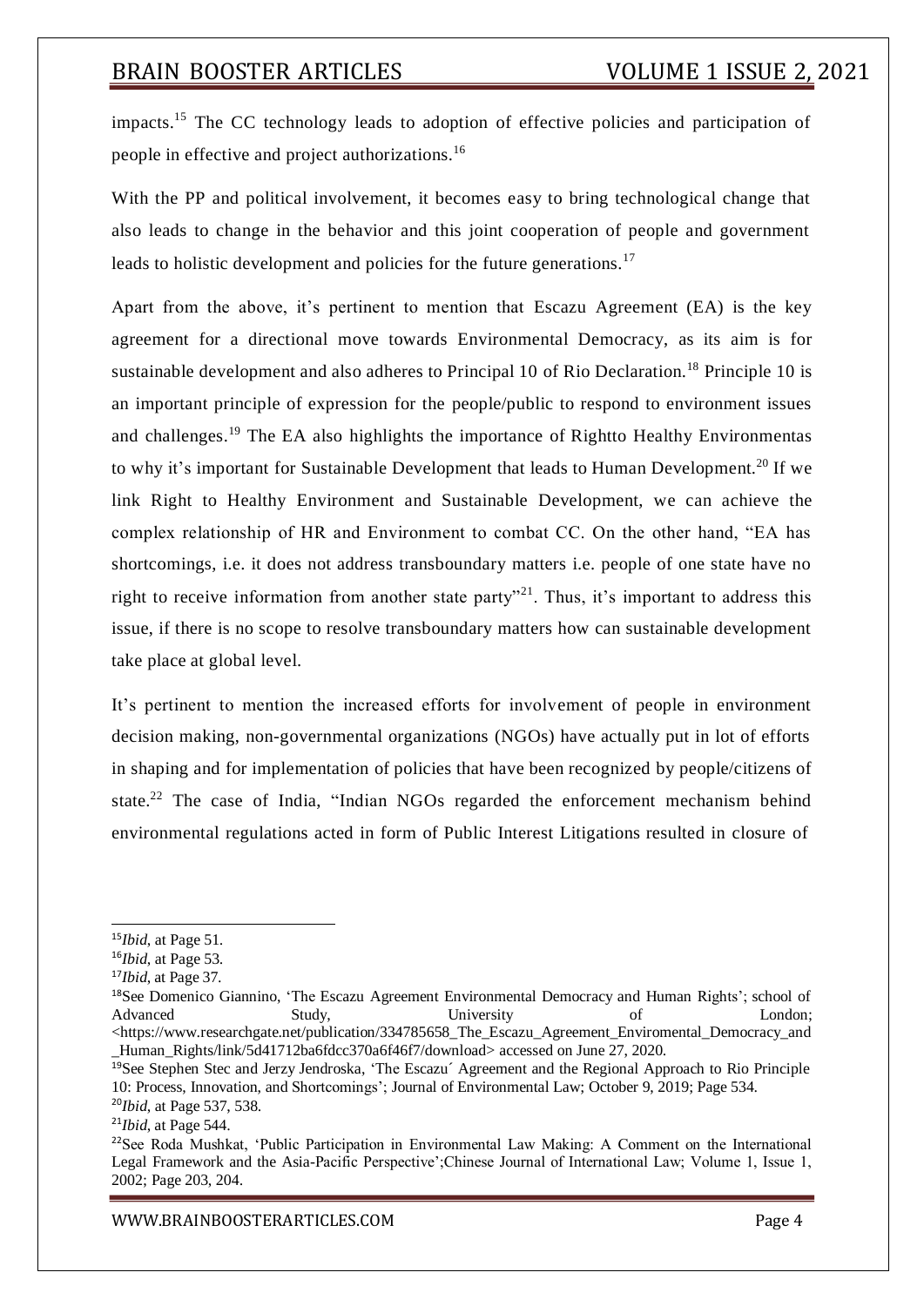impacts.[15] The CC technology leads to adoption of effective policies and participation of people in effective and project authorizations.[16]

With the PP and political involvement, it becomes easy to bring technological change that also leads to change in the behavior and this joint cooperation of people and government leads to holistic development and policies for the future generations.[17]

Apart from the above, it's pertinent to mention that Escazu Agreement (EA) is the key agreement for a directional move towards Environmental Democracy, as its aim is for sustainable development and also adheres to Principal 10 of Rio Declaration.[18] Principle 10 is an important principle of expression for the people/public to respond to environment issues and challenges.[19] The EA also highlights the importance of Rightto Healthy Environmentas to why it's important for Sustainable Development that leads to Human Development.[20] If we link Right to Healthy Environment and Sustainable Development, we can achieve the complex relationship of HR and Environment to combat CC. On the other hand, "EA has shortcomings, i.e. it does not address transboundary matters i.e. people of one state have no right to receive information from another state party"[21]. Thus, it's important to address this issue, if there is no scope to resolve transboundary matters how can sustainable development take place at global level.

It's pertinent to mention the increased efforts for involvement of people in environment decision making, non-governmental organizations (NGOs) have actually put in lot of efforts in shaping and for implementation of policies that have been recognized by people/citizens of state.[22] The case of India, "Indian NGOs regarded the enforcement mechanism behind environmental regulations acted in form of Public Interest Litigations resulted in closure of

---

[15] *Ibid*, at Page 51.

[16] *Ibid*, at Page 53.

[17] *Ibid*, at Page 37.

[18] See Domenico Giannino, 'The Escazu Agreement Environmental Democracy and Human Rights'; school of Advanced Study, University of London; <https://www.researchgate.net/publication/334785658_The_Escazu_Agreement_Enviromental_Democracy_and_Human_Rights/link/5d41712ba6fdcc370a6f46f7/download> accessed on June 27, 2020.

[19] See Stephen Stec and Jerzy Jendroska, 'The Escazu´ Agreement and the Regional Approach to Rio Principle 10: Process, Innovation, and Shortcomings'; Journal of Environmental Law; October 9, 2019; Page 534.

[20] *Ibid*, at Page 537, 538.

[21] *Ibid*, at Page 544.

[22] See Roda Mushkat, 'Public Participation in Environmental Law Making: A Comment on the International Legal Framework and the Asia-Pacific Perspective';Chinese Journal of International Law; Volume 1, Issue 1, 2002; Page 203, 204.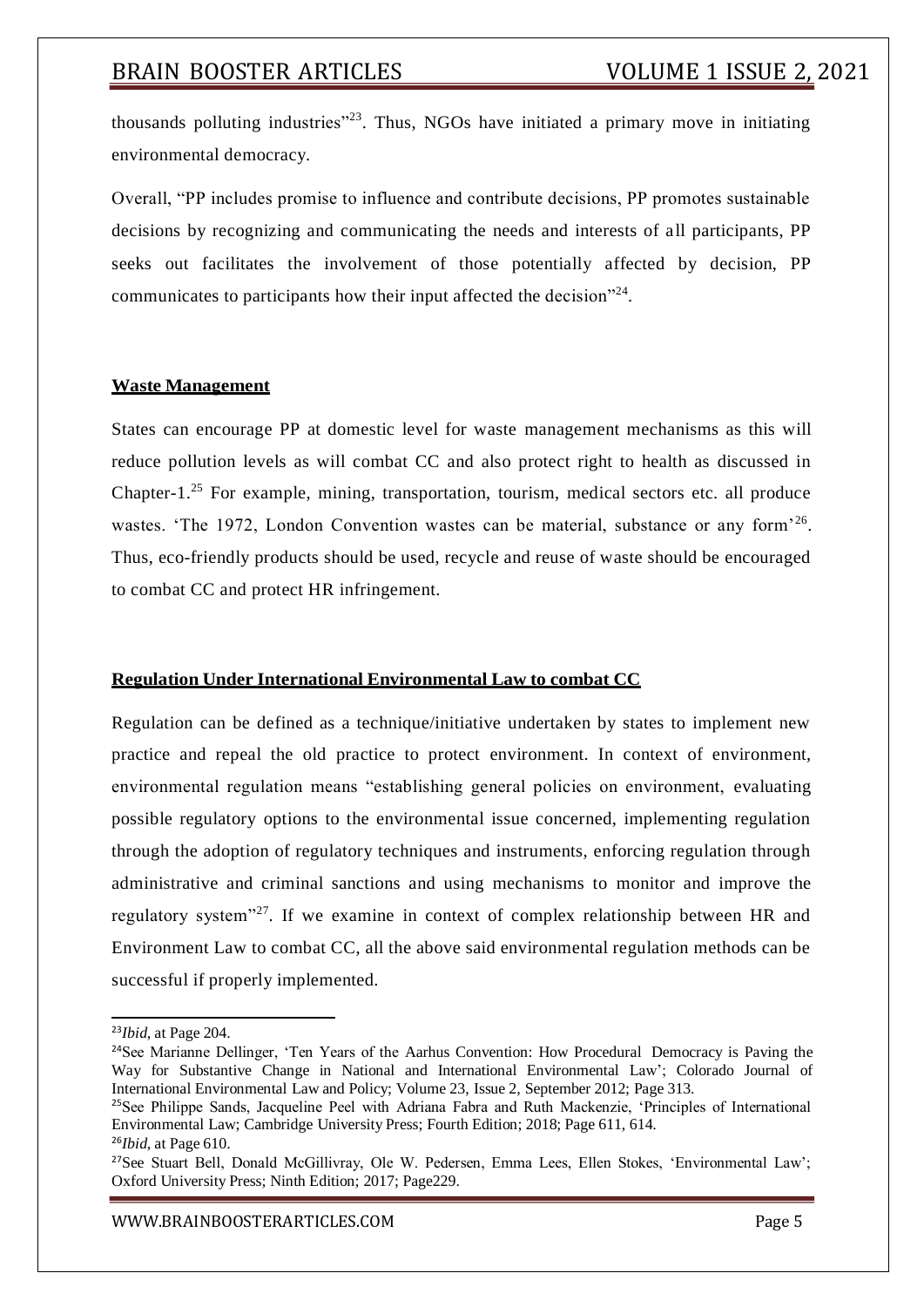thousands polluting industries"[23]. Thus, NGOs have initiated a primary move in initiating environmental democracy.

Overall, "PP includes promise to influence and contribute decisions, PP promotes sustainable decisions by recognizing and communicating the needs and interests of all participants, PP seeks out facilitates the involvement of those potentially affected by decision, PP communicates to participants how their input affected the decision"[24].

**Waste Management**

States can encourage PP at domestic level for waste management mechanisms as this will reduce pollution levels as will combat CC and also protect right to health as discussed in Chapter-1.[25] For example, mining, transportation, tourism, medical sectors etc. all produce wastes. 'The 1972, London Convention wastes can be material, substance or any form'[26]. Thus, eco-friendly products should be used, recycle and reuse of waste should be encouraged to combat CC and protect HR infringement.

**Regulation Under International Environmental Law to combat CC**

Regulation can be defined as a technique/initiative undertaken by states to implement new practice and repeal the old practice to protect environment. In context of environment, environmental regulation means "establishing general policies on environment, evaluating possible regulatory options to the environmental issue concerned, implementing regulation through the adoption of regulatory techniques and instruments, enforcing regulation through administrative and criminal sanctions and using mechanisms to monitor and improve the regulatory system"[27]. If we examine in context of complex relationship between HR and Environment Law to combat CC, all the above said environmental regulation methods can be successful if properly implemented.

---

[23] *Ibid*, at Page 204.

[24] See Marianne Dellinger, 'Ten Years of the Aarhus Convention: How Procedural Democracy is Paving the Way for Substantive Change in National and International Environmental Law'; Colorado Journal of International Environmental Law and Policy; Volume 23, Issue 2, September 2012; Page 313.

[25] See Philippe Sands, Jacqueline Peel with Adriana Fabra and Ruth Mackenzie, 'Principles of International Environmental Law; Cambridge University Press; Fourth Edition; 2018; Page 611, 614.

[26] *Ibid*, at Page 610.

[27] See Stuart Bell, Donald McGillivray, Ole W. Pedersen, Emma Lees, Ellen Stokes, 'Environmental Law'; Oxford University Press; Ninth Edition; 2017; Page229.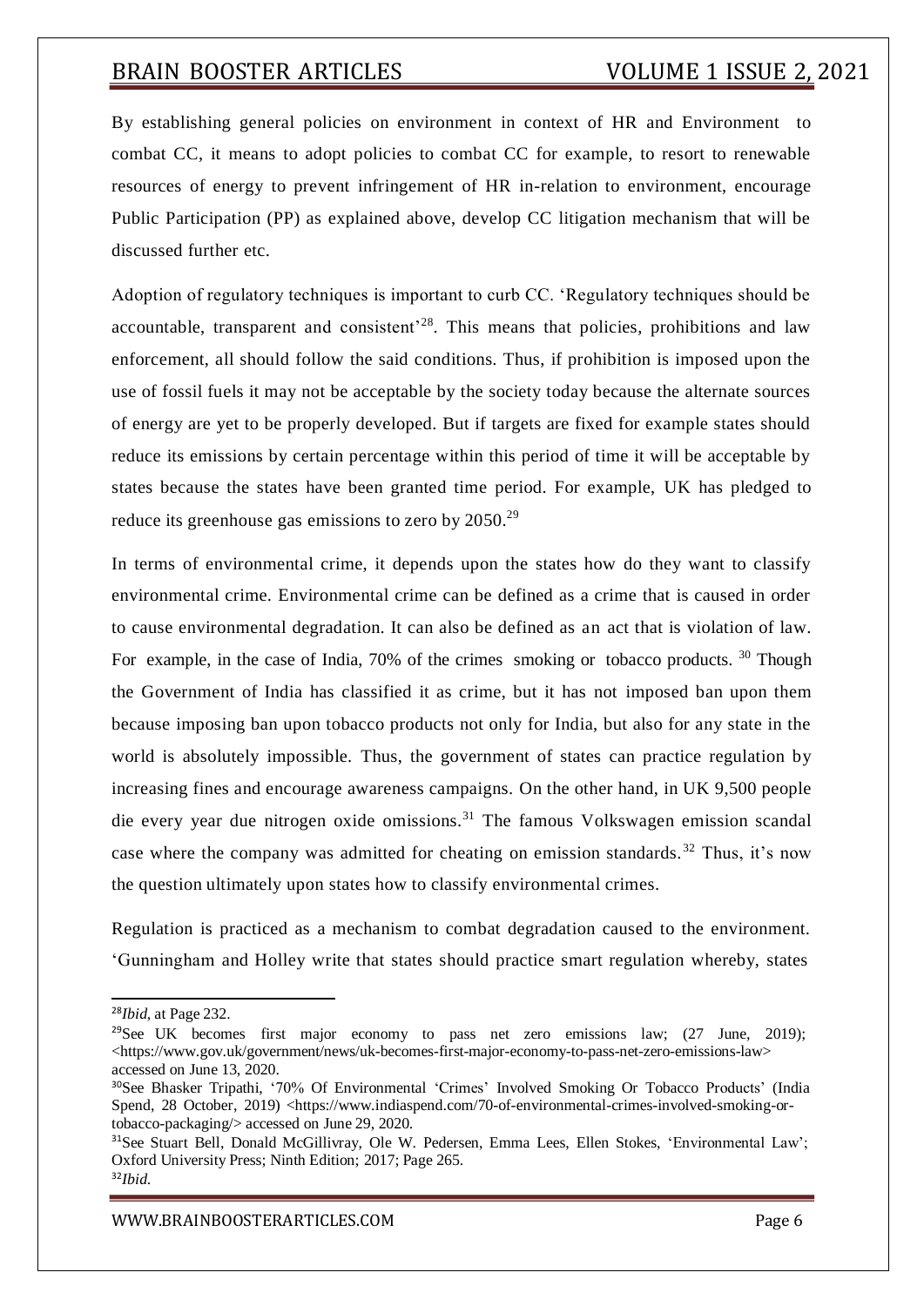By establishing general policies on environment in context of HR and Environment to combat CC, it means to adopt policies to combat CC for example, to resort to renewable resources of energy to prevent infringement of HR in-relation to environment, encourage Public Participation (PP) as explained above, develop CC litigation mechanism that will be discussed further etc.

Adoption of regulatory techniques is important to curb CC. 'Regulatory techniques should be accountable, transparent and consistent'[28]. This means that policies, prohibitions and law enforcement, all should follow the said conditions. Thus, if prohibition is imposed upon the use of fossil fuels it may not be acceptable by the society today because the alternate sources of energy are yet to be properly developed. But if targets are fixed for example states should reduce its emissions by certain percentage within this period of time it will be acceptable by states because the states have been granted time period. For example, UK has pledged to reduce its greenhouse gas emissions to zero by 2050.[29]

In terms of environmental crime, it depends upon the states how do they want to classify environmental crime. Environmental crime can be defined as a crime that is caused in order to cause environmental degradation. It can also be defined as an act that is violation of law. For example, in the case of India, 70% of the crimes smoking or tobacco products. [30] Though the Government of India has classified it as crime, but it has not imposed ban upon them because imposing ban upon tobacco products not only for India, but also for any state in the world is absolutely impossible. Thus, the government of states can practice regulation by increasing fines and encourage awareness campaigns. On the other hand, in UK 9,500 people die every year due nitrogen oxide omissions.[31] The famous Volkswagen emission scandal case where the company was admitted for cheating on emission standards.[32] Thus, it's now the question ultimately upon states how to classify environmental crimes.

Regulation is practiced as a mechanism to combat degradation caused to the environment. 'Gunningham and Holley write that states should practice smart regulation whereby, states

---

[28] *Ibid*, at Page 232.

[29] See UK becomes first major economy to pass net zero emissions law; (27 June, 2019); <https://www.gov.uk/government/news/uk-becomes-first-major-economy-to-pass-net-zero-emissions-law> accessed on June 13, 2020.

[30] See Bhasker Tripathi, '70% Of Environmental 'Crimes' Involved Smoking Or Tobacco Products' (India Spend, 28 October, 2019) <https://www.indiaspend.com/70-of-environmental-crimes-involved-smoking-or-tobacco-packaging/> accessed on June 29, 2020.

[31] See Stuart Bell, Donald McGillivray, Ole W. Pedersen, Emma Lees, Ellen Stokes, 'Environmental Law'; Oxford University Press; Ninth Edition; 2017; Page 265.

[32] *Ibid.*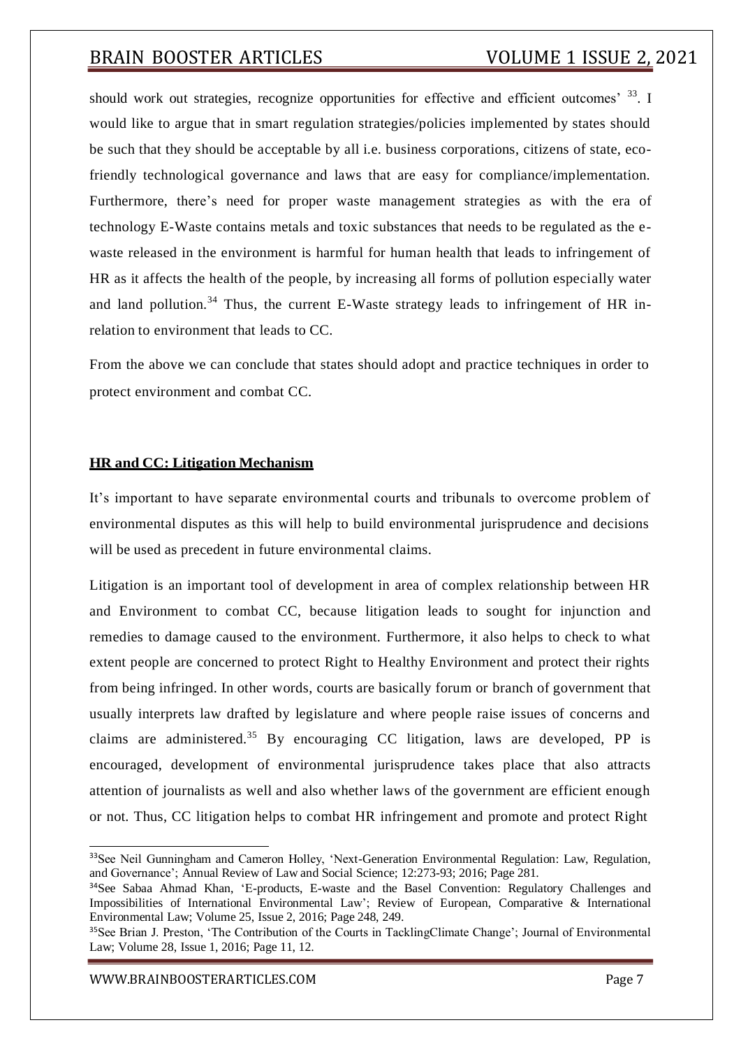should work out strategies, recognize opportunities for effective and efficient outcomes' [33]. I would like to argue that in smart regulation strategies/policies implemented by states should be such that they should be acceptable by all i.e. business corporations, citizens of state, eco-friendly technological governance and laws that are easy for compliance/implementation. Furthermore, there's need for proper waste management strategies as with the era of technology E-Waste contains metals and toxic substances that needs to be regulated as the e-waste released in the environment is harmful for human health that leads to infringement of HR as it affects the health of the people, by increasing all forms of pollution especially water and land pollution.[34] Thus, the current E-Waste strategy leads to infringement of HR in-relation to environment that leads to CC.

From the above we can conclude that states should adopt and practice techniques in order to protect environment and combat CC.

**HR and CC: Litigation Mechanism**

It's important to have separate environmental courts and tribunals to overcome problem of environmental disputes as this will help to build environmental jurisprudence and decisions will be used as precedent in future environmental claims.

Litigation is an important tool of development in area of complex relationship between HR and Environment to combat CC, because litigation leads to sought for injunction and remedies to damage caused to the environment. Furthermore, it also helps to check to what extent people are concerned to protect Right to Healthy Environment and protect their rights from being infringed. In other words, courts are basically forum or branch of government that usually interprets law drafted by legislature and where people raise issues of concerns and claims are administered.[35] By encouraging CC litigation, laws are developed, PP is encouraged, development of environmental jurisprudence takes place that also attracts attention of journalists as well and also whether laws of the government are efficient enough or not. Thus, CC litigation helps to combat HR infringement and promote and protect Right

---

[33]See Neil Gunningham and Cameron Holley, 'Next-Generation Environmental Regulation: Law, Regulation, and Governance'; Annual Review of Law and Social Science; 12:273-93; 2016; Page 281.

[34]See Sabaa Ahmad Khan, 'E-products, E-waste and the Basel Convention: Regulatory Challenges and Impossibilities of International Environmental Law'; Review of European, Comparative & International Environmental Law; Volume 25, Issue 2, 2016; Page 248, 249.

[35]See Brian J. Preston, 'The Contribution of the Courts in TacklingClimate Change'; Journal of Environmental Law; Volume 28, Issue 1, 2016; Page 11, 12.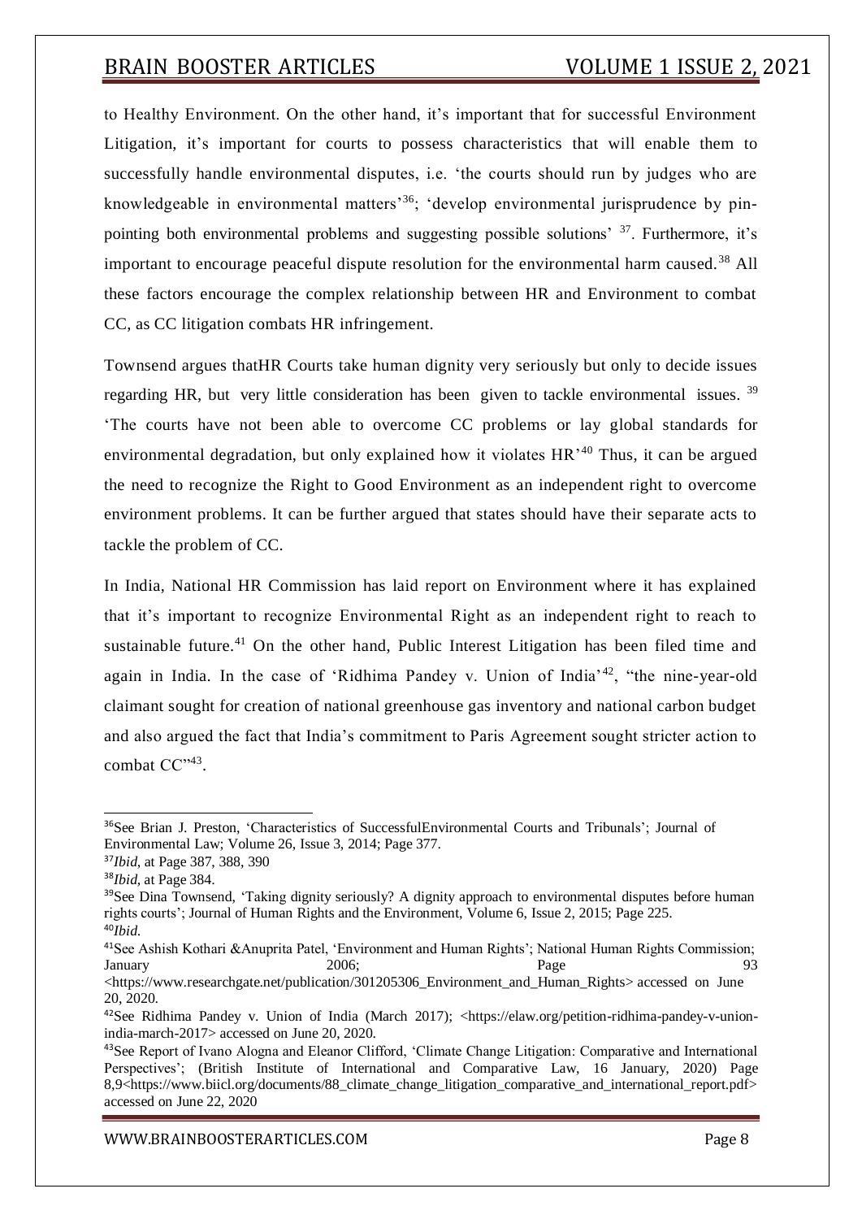to Healthy Environment. On the other hand, it's important that for successful Environment Litigation, it's important for courts to possess characteristics that will enable them to successfully handle environmental disputes, i.e. 'the courts should run by judges who are knowledgeable in environmental matters'[36]; 'develop environmental jurisprudence by pin-pointing both environmental problems and suggesting possible solutions' [37]. Furthermore, it's important to encourage peaceful dispute resolution for the environmental harm caused.[38] All these factors encourage the complex relationship between HR and Environment to combat CC, as CC litigation combats HR infringement.

Townsend argues thatHR Courts take human dignity very seriously but only to decide issues regarding HR, but very little consideration has been given to tackle environmental issues. [39] 'The courts have not been able to overcome CC problems or lay global standards for environmental degradation, but only explained how it violates HR'[40] Thus, it can be argued the need to recognize the Right to Good Environment as an independent right to overcome environment problems. It can be further argued that states should have their separate acts to tackle the problem of CC.

In India, National HR Commission has laid report on Environment where it has explained that it's important to recognize Environmental Right as an independent right to reach to sustainable future.[41] On the other hand, Public Interest Litigation has been filed time and again in India. In the case of 'Ridhima Pandey v. Union of India'[42], "the nine-year-old claimant sought for creation of national greenhouse gas inventory and national carbon budget and also argued the fact that India's commitment to Paris Agreement sought stricter action to combat CC"[43].

---

[36]See Brian J. Preston, 'Characteristics of SuccessfulEnvironmental Courts and Tribunals'; Journal of Environmental Law; Volume 26, Issue 3, 2014; Page 377.

[37]*Ibid*, at Page 387, 388, 390

[38]*Ibid*, at Page 384.

[39]See Dina Townsend, 'Taking dignity seriously? A dignity approach to environmental disputes before human rights courts'; Journal of Human Rights and the Environment, Volume 6, Issue 2, 2015; Page 225.

[40]*Ibid*.

[41]See Ashish Kothari &Anuprita Patel, 'Environment and Human Rights'; National Human Rights Commission; January 2006; Page 93 <https://www.researchgate.net/publication/301205306_Environment_and_Human_Rights> accessed on June 20, 2020.

[42]See Ridhima Pandey v. Union of India (March 2017); <https://elaw.org/petition-ridhima-pandey-v-union-india-march-2017> accessed on June 20, 2020.

[43]See Report of Ivano Alogna and Eleanor Clifford, 'Climate Change Litigation: Comparative and International Perspectives'; (British Institute of International and Comparative Law, 16 January, 2020) Page 8,9<https://www.biicl.org/documents/88_climate_change_litigation_comparative_and_international_report.pdf> accessed on June 22, 2020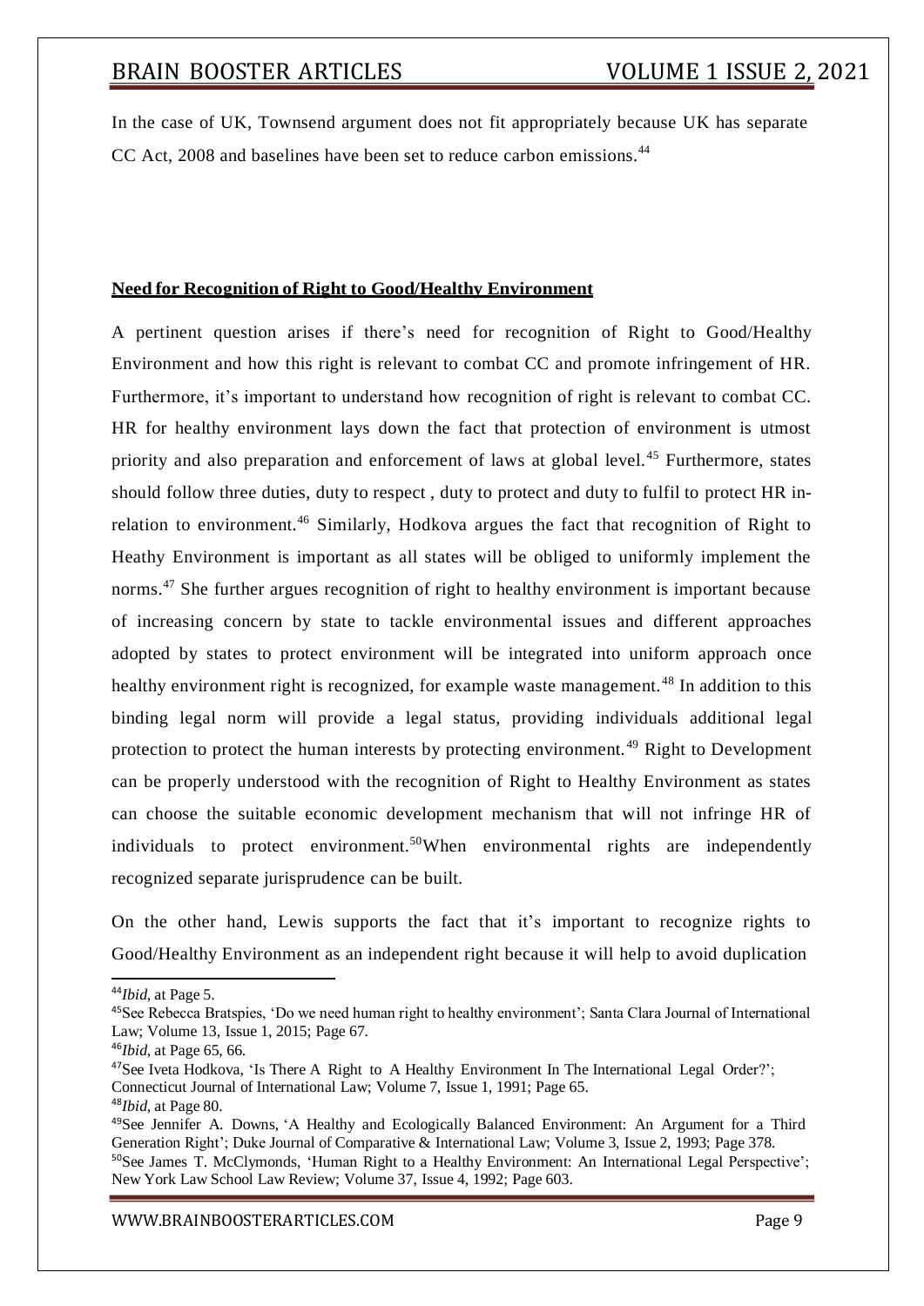In the case of UK, Townsend argument does not fit appropriately because UK has separate CC Act, 2008 and baselines have been set to reduce carbon emissions.[44]

## Need for Recognition of Right to Good/Healthy Environment

A pertinent question arises if there's need for recognition of Right to Good/Healthy Environment and how this right is relevant to combat CC and promote infringement of HR. Furthermore, it's important to understand how recognition of right is relevant to combat CC. HR for healthy environment lays down the fact that protection of environment is utmost priority and also preparation and enforcement of laws at global level.[45] Furthermore, states should follow three duties, duty to respect , duty to protect and duty to fulfil to protect HR in-relation to environment.[46] Similarly, Hodkova argues the fact that recognition of Right to Heathy Environment is important as all states will be obliged to uniformly implement the norms.[47] She further argues recognition of right to healthy environment is important because of increasing concern by state to tackle environmental issues and different approaches adopted by states to protect environment will be integrated into uniform approach once healthy environment right is recognized, for example waste management.[48] In addition to this binding legal norm will provide a legal status, providing individuals additional legal protection to protect the human interests by protecting environment.[49] Right to Development can be properly understood with the recognition of Right to Healthy Environment as states can choose the suitable economic development mechanism that will not infringe HR of individuals to protect environment.[50]When environmental rights are independently recognized separate jurisprudence can be built.

On the other hand, Lewis supports the fact that it's important to recognize rights to Good/Healthy Environment as an independent right because it will help to avoid duplication

---

[44]*Ibid*, at Page 5.

[45]See Rebecca Bratspies, 'Do we need human right to healthy environment'; Santa Clara Journal of International Law; Volume 13, Issue 1, 2015; Page 67.

[46]*Ibid*, at Page 65, 66.

[47]See Iveta Hodkova, 'Is There A Right to A Healthy Environment In The International Legal Order?'; Connecticut Journal of International Law; Volume 7, Issue 1, 1991; Page 65.

[48]*Ibid*, at Page 80.

[49]See Jennifer A. Downs, 'A Healthy and Ecologically Balanced Environment: An Argument for a Third Generation Right'; Duke Journal of Comparative & International Law; Volume 3, Issue 2, 1993; Page 378.

[50]See James T. McClymonds, 'Human Right to a Healthy Environment: An International Legal Perspective'; New York Law School Law Review; Volume 37, Issue 4, 1992; Page 603.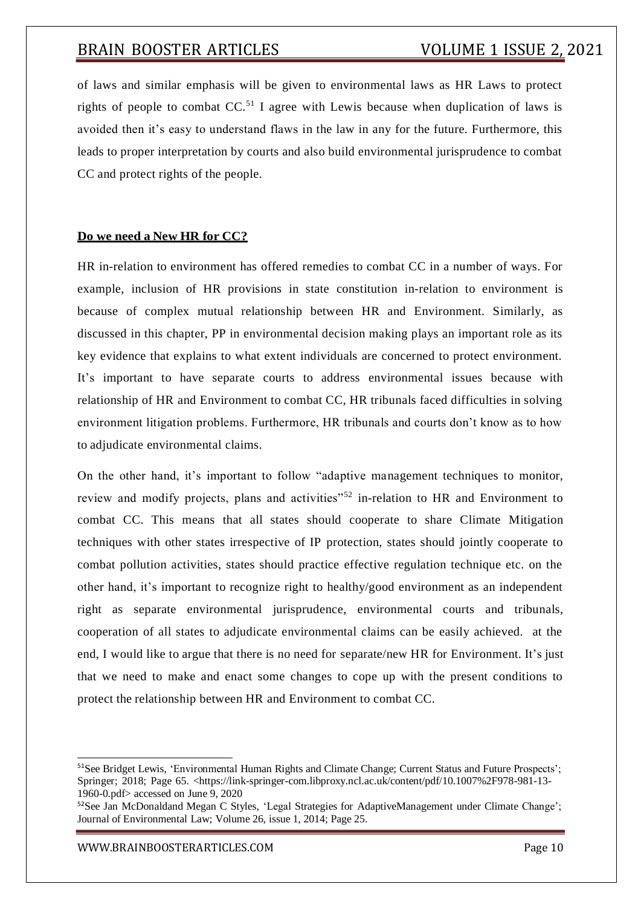of laws and similar emphasis will be given to environmental laws as HR Laws to protect rights of people to combat CC.[51] I agree with Lewis because when duplication of laws is avoided then it's easy to understand flaws in the law in any for the future. Furthermore, this leads to proper interpretation by courts and also build environmental jurisprudence to combat CC and protect rights of the people.

## **Do we need a New HR for CC?**

HR in-relation to environment has offered remedies to combat CC in a number of ways. For example, inclusion of HR provisions in state constitution in-relation to environment is because of complex mutual relationship between HR and Environment. Similarly, as discussed in this chapter, PP in environmental decision making plays an important role as its key evidence that explains to what extent individuals are concerned to protect environment. It's important to have separate courts to address environmental issues because with relationship of HR and Environment to combat CC, HR tribunals faced difficulties in solving environment litigation problems. Furthermore, HR tribunals and courts don't know as to how to adjudicate environmental claims.

On the other hand, it's important to follow "adaptive management techniques to monitor, review and modify projects, plans and activities"[52] in-relation to HR and Environment to combat CC. This means that all states should cooperate to share Climate Mitigation techniques with other states irrespective of IP protection, states should jointly cooperate to combat pollution activities, states should practice effective regulation technique etc. on the other hand, it's important to recognize right to healthy/good environment as an independent right as separate environmental jurisprudence, environmental courts and tribunals, cooperation of all states to adjudicate environmental claims can be easily achieved. at the end, I would like to argue that there is no need for separate/new HR for Environment. It's just that we need to make and enact some changes to cope up with the present conditions to protect the relationship between HR and Environment to combat CC.

---

[51] See Bridget Lewis, 'Environmental Human Rights and Climate Change; Current Status and Future Prospects'; Springer; 2018; Page 65. <https://link-springer-com.libproxy.ncl.ac.uk/content/pdf/10.1007%2F978-981-13-1960-0.pdf> accessed on June 9, 2020

[52] See Jan McDonaldand Megan C Styles, 'Legal Strategies for AdaptiveManagement under Climate Change'; Journal of Environmental Law; Volume 26, issue 1, 2014; Page 25.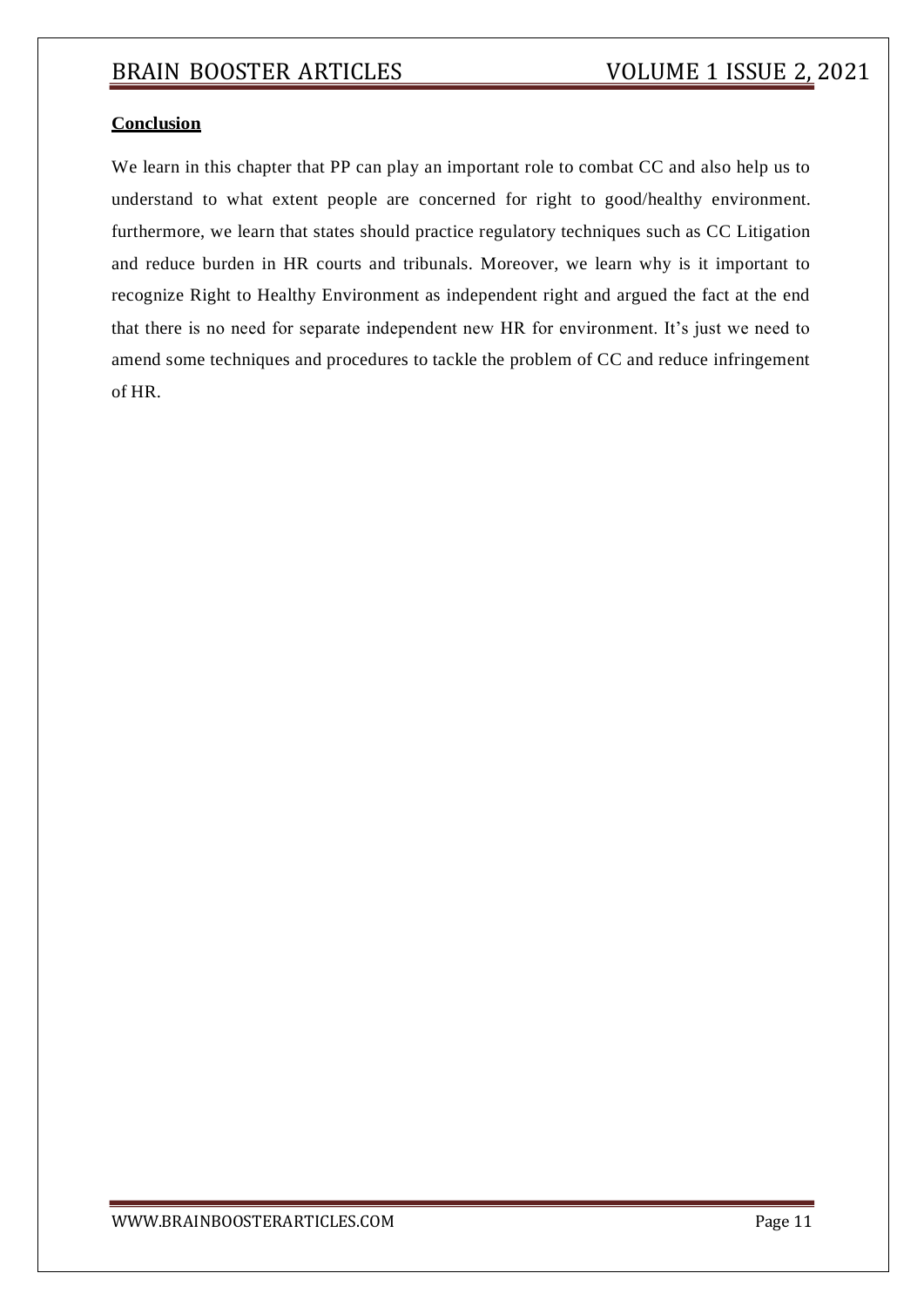**Conclusion**

We learn in this chapter that PP can play an important role to combat CC and also help us to understand to what extent people are concerned for right to good/healthy environment. furthermore, we learn that states should practice regulatory techniques such as CC Litigation and reduce burden in HR courts and tribunals. Moreover, we learn why is it important to recognize Right to Healthy Environment as independent right and argued the fact at the end that there is no need for separate independent new HR for environment. It's just we need to amend some techniques and procedures to tackle the problem of CC and reduce infringement of HR.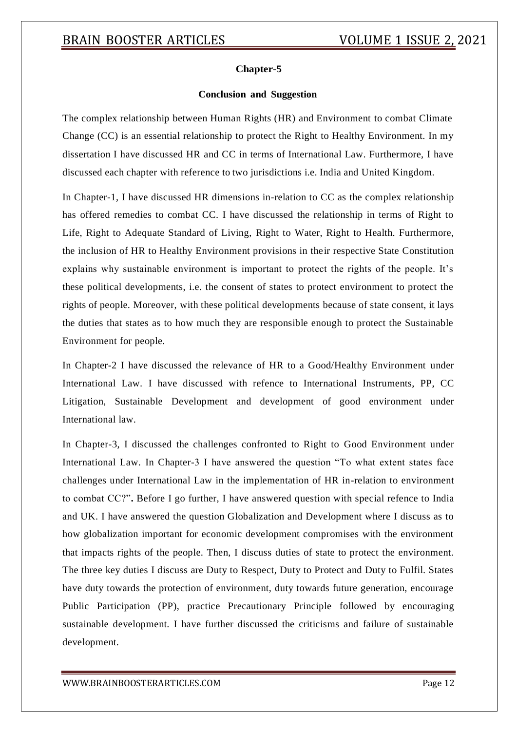## Chapter-5

### Conclusion and Suggestion

The complex relationship between Human Rights (HR) and Environment to combat Climate Change (CC) is an essential relationship to protect the Right to Healthy Environment. In my dissertation I have discussed HR and CC in terms of International Law. Furthermore, I have discussed each chapter with reference to two jurisdictions i.e. India and United Kingdom.

In Chapter-1, I have discussed HR dimensions in-relation to CC as the complex relationship has offered remedies to combat CC. I have discussed the relationship in terms of Right to Life, Right to Adequate Standard of Living, Right to Water, Right to Health. Furthermore, the inclusion of HR to Healthy Environment provisions in their respective State Constitution explains why sustainable environment is important to protect the rights of the people. It's these political developments, i.e. the consent of states to protect environment to protect the rights of people. Moreover, with these political developments because of state consent, it lays the duties that states as to how much they are responsible enough to protect the Sustainable Environment for people.

In Chapter-2 I have discussed the relevance of HR to a Good/Healthy Environment under International Law. I have discussed with refence to International Instruments, PP, CC Litigation, Sustainable Development and development of good environment under International law.

In Chapter-3, I discussed the challenges confronted to Right to Good Environment under International Law. In Chapter-3 I have answered the question "To what extent states face challenges under International Law in the implementation of HR in-relation to environment to combat CC?"**.** Before I go further, I have answered question with special refence to India and UK. I have answered the question Globalization and Development where I discuss as to how globalization important for economic development compromises with the environment that impacts rights of the people. Then, I discuss duties of state to protect the environment. The three key duties I discuss are Duty to Respect, Duty to Protect and Duty to Fulfil. States have duty towards the protection of environment, duty towards future generation, encourage Public Participation (PP), practice Precautionary Principle followed by encouraging sustainable development. I have further discussed the criticisms and failure of sustainable development.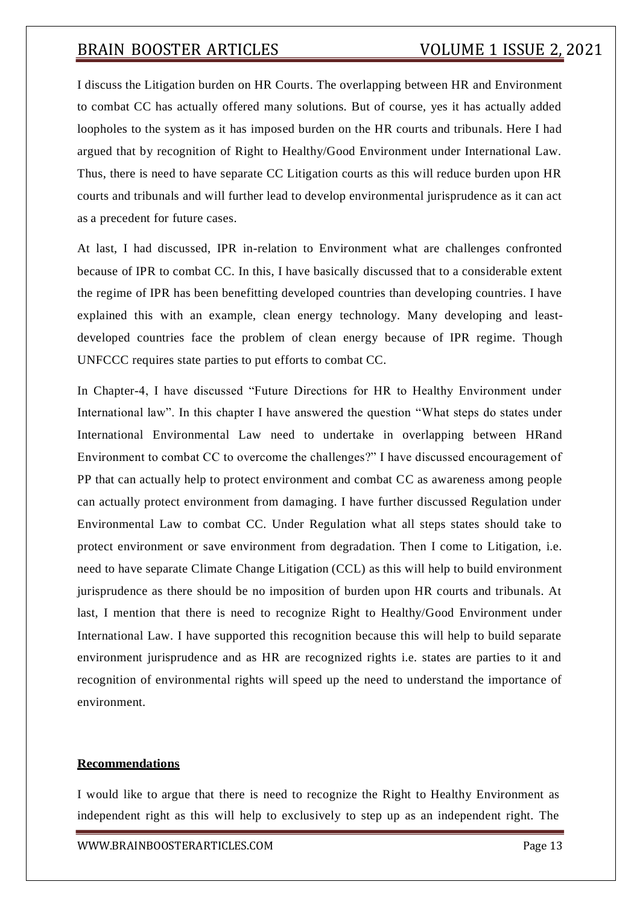I discuss the Litigation burden on HR Courts. The overlapping between HR and Environment to combat CC has actually offered many solutions. But of course, yes it has actually added loopholes to the system as it has imposed burden on the HR courts and tribunals. Here I had argued that by recognition of Right to Healthy/Good Environment under International Law. Thus, there is need to have separate CC Litigation courts as this will reduce burden upon HR courts and tribunals and will further lead to develop environmental jurisprudence as it can act as a precedent for future cases.

At last, I had discussed, IPR in-relation to Environment what are challenges confronted because of IPR to combat CC. In this, I have basically discussed that to a considerable extent the regime of IPR has been benefitting developed countries than developing countries. I have explained this with an example, clean energy technology. Many developing and least-developed countries face the problem of clean energy because of IPR regime. Though UNFCCC requires state parties to put efforts to combat CC.

In Chapter-4, I have discussed "Future Directions for HR to Healthy Environment under International law". In this chapter I have answered the question "What steps do states under International Environmental Law need to undertake in overlapping between HRand Environment to combat CC to overcome the challenges?" I have discussed encouragement of PP that can actually help to protect environment and combat CC as awareness among people can actually protect environment from damaging. I have further discussed Regulation under Environmental Law to combat CC. Under Regulation what all steps states should take to protect environment or save environment from degradation. Then I come to Litigation, i.e. need to have separate Climate Change Litigation (CCL) as this will help to build environment jurisprudence as there should be no imposition of burden upon HR courts and tribunals. At last, I mention that there is need to recognize Right to Healthy/Good Environment under International Law. I have supported this recognition because this will help to build separate environment jurisprudence and as HR are recognized rights i.e. states are parties to it and recognition of environmental rights will speed up the need to understand the importance of environment.

## Recommendations

I would like to argue that there is need to recognize the Right to Healthy Environment as independent right as this will help to exclusively to step up as an independent right. The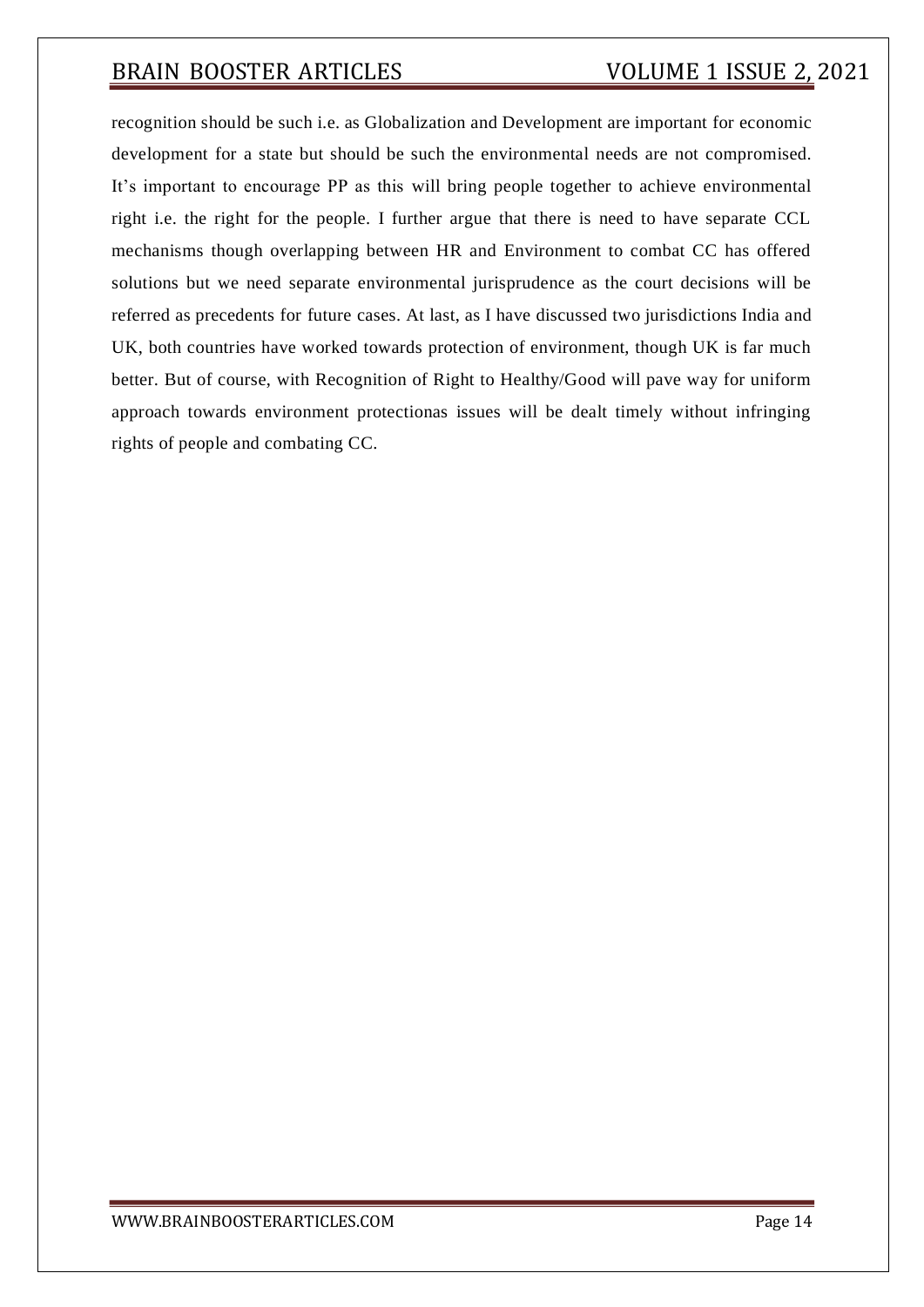recognition should be such i.e. as Globalization and Development are important for economic development for a state but should be such the environmental needs are not compromised. It's important to encourage PP as this will bring people together to achieve environmental right i.e. the right for the people. I further argue that there is need to have separate CCL mechanisms though overlapping between HR and Environment to combat CC has offered solutions but we need separate environmental jurisprudence as the court decisions will be referred as precedents for future cases. At last, as I have discussed two jurisdictions India and UK, both countries have worked towards protection of environment, though UK is far much better. But of course, with Recognition of Right to Healthy/Good will pave way for uniform approach towards environment protectionas issues will be dealt timely without infringing rights of people and combating CC.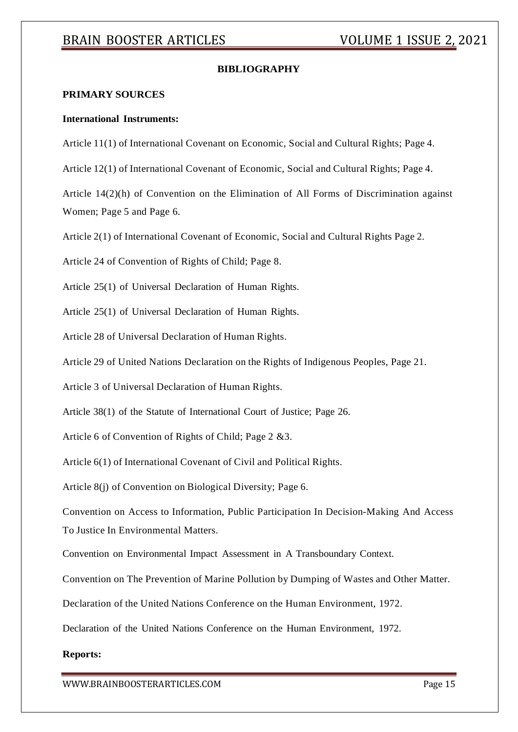## BIBLIOGRAPHY

### PRIMARY SOURCES

#### International Instruments:

Article 11(1) of International Covenant on Economic, Social and Cultural Rights; Page 4.

Article 12(1) of International Covenant of Economic, Social and Cultural Rights; Page 4.

Article 14(2)(h) of Convention on the Elimination of All Forms of Discrimination against Women; Page 5 and Page 6.

Article 2(1) of International Covenant of Economic, Social and Cultural Rights Page 2.

Article 24 of Convention of Rights of Child; Page 8.

Article 25(1) of Universal Declaration of Human Rights.

Article 25(1) of Universal Declaration of Human Rights.

Article 28 of Universal Declaration of Human Rights.

Article 29 of United Nations Declaration on the Rights of Indigenous Peoples, Page 21.

Article 3 of Universal Declaration of Human Rights.

Article 38(1) of the Statute of International Court of Justice; Page 26.

Article 6 of Convention of Rights of Child; Page 2 &3.

Article 6(1) of International Covenant of Civil and Political Rights.

Article 8(j) of Convention on Biological Diversity; Page 6.

Convention on Access to Information, Public Participation In Decision-Making And Access To Justice In Environmental Matters.

Convention on Environmental Impact Assessment in A Transboundary Context.

Convention on The Prevention of Marine Pollution by Dumping of Wastes and Other Matter.

Declaration of the United Nations Conference on the Human Environment, 1972.

Declaration of the United Nations Conference on the Human Environment, 1972.

#### Reports: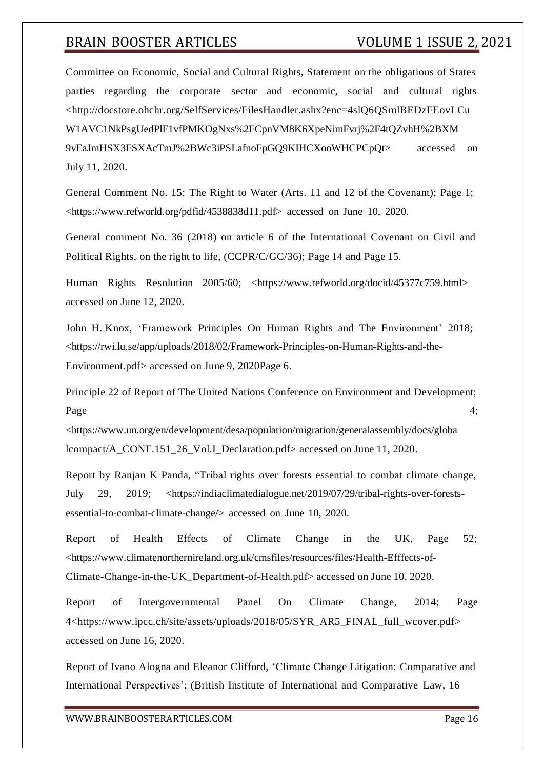Committee on Economic, Social and Cultural Rights, Statement on the obligations of States parties regarding the corporate sector and economic, social and cultural rights <http://docstore.ohchr.org/SelfServices/FilesHandler.ashx?enc=4slQ6QSmlBEDzFEovLCuW1AVC1NkPsgUedPlF1vfPMKOgNxs%2FCpnVM8K6XpeNimFvrj%2F4tQZvhH%2BXM9vEaJmHSX3FSXAcTmJ%2BWc3iPSLafnoFpGQ9KIHCXooWHCPCpQt> accessed on July 11, 2020.

General Comment No. 15: The Right to Water (Arts. 11 and 12 of the Covenant); Page 1; <https://www.refworld.org/pdfid/4538838d11.pdf> accessed on June 10, 2020.

General comment No. 36 (2018) on article 6 of the International Covenant on Civil and Political Rights, on the right to life, (CCPR/C/GC/36); Page 14 and Page 15.

Human Rights Resolution 2005/60; <https://www.refworld.org/docid/45377c759.html> accessed on June 12, 2020.

John H. Knox, 'Framework Principles On Human Rights and The Environment' 2018; <https://rwi.lu.se/app/uploads/2018/02/Framework-Principles-on-Human-Rights-and-the-Environment.pdf> accessed on June 9, 2020Page 6.

Principle 22 of Report of The United Nations Conference on Environment and Development; Page 4; <https://www.un.org/en/development/desa/population/migration/generalassembly/docs/globalcompact/A_CONF.151_26_Vol.I_Declaration.pdf> accessed on June 11, 2020.

Report by Ranjan K Panda, "Tribal rights over forests essential to combat climate change, July 29, 2019; <https://indiaclimatedialogue.net/2019/07/29/tribal-rights-over-forests-essential-to-combat-climate-change/> accessed on June 10, 2020.

Report of Health Effects of Climate Change in the UK, Page 52; <https://www.climatenorthernireland.org.uk/cmsfiles/resources/files/Health-Efffects-of-Climate-Change-in-the-UK_Department-of-Health.pdf> accessed on June 10, 2020.

Report of Intergovernmental Panel On Climate Change, 2014; Page 4<https://www.ipcc.ch/site/assets/uploads/2018/05/SYR_AR5_FINAL_full_wcover.pdf> accessed on June 16, 2020.

Report of Ivano Alogna and Eleanor Clifford, 'Climate Change Litigation: Comparative and International Perspectives'; (British Institute of International and Comparative Law, 16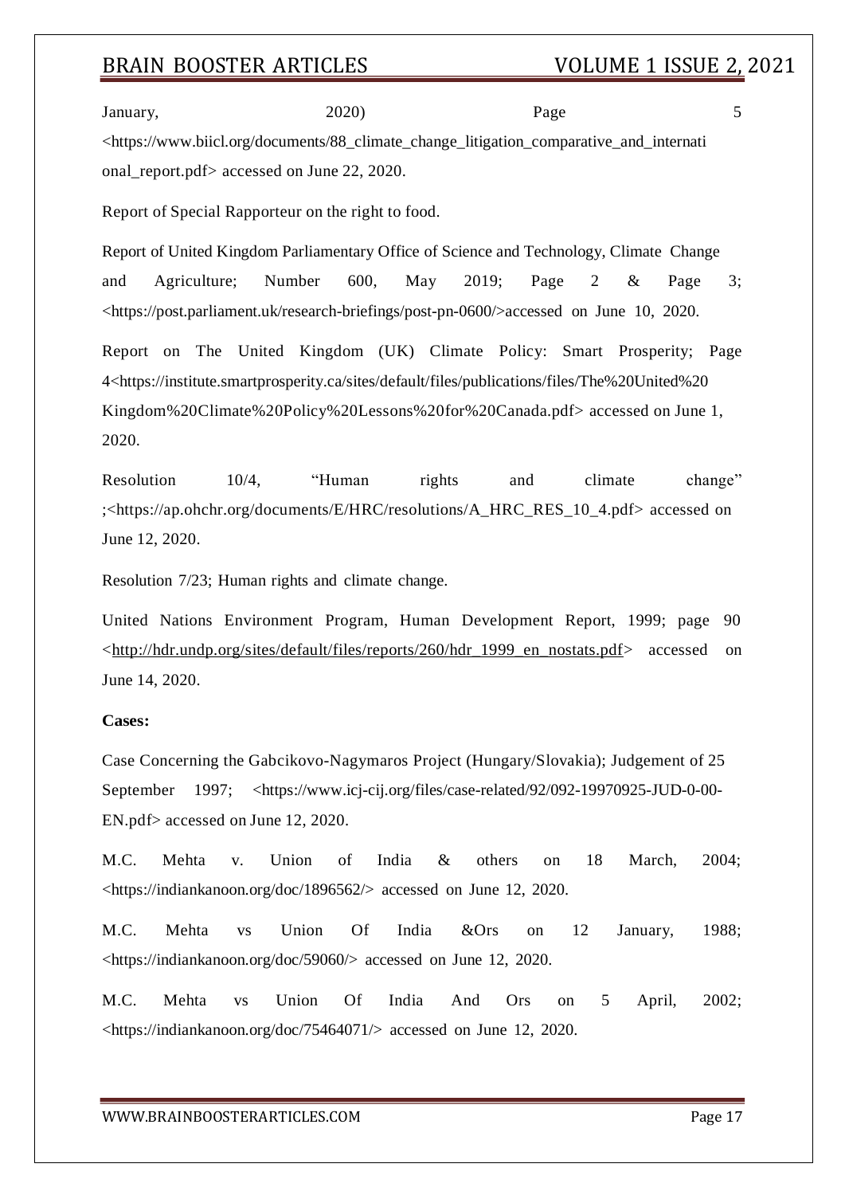January, 2020) Page 5 <https://www.biicl.org/documents/88_climate_change_litigation_comparative_and_international_report.pdf> accessed on June 22, 2020.

Report of Special Rapporteur on the right to food.

Report of United Kingdom Parliamentary Office of Science and Technology, Climate Change and Agriculture; Number 600, May 2019; Page 2 & Page 3; <https://post.parliament.uk/research-briefings/post-pn-0600/>accessed on June 10, 2020.

Report on The United Kingdom (UK) Climate Policy: Smart Prosperity; Page 4<https://institute.smartprosperity.ca/sites/default/files/publications/files/The%20United%20Kingdom%20Climate%20Policy%20Lessons%20for%20Canada.pdf> accessed on June 1, 2020.

Resolution 10/4, "Human rights and climate change" ;<https://ap.ohchr.org/documents/E/HRC/resolutions/A_HRC_RES_10_4.pdf> accessed on June 12, 2020.

Resolution 7/23; Human rights and climate change.

United Nations Environment Program, Human Development Report, 1999; page 90 <http://hdr.undp.org/sites/default/files/reports/260/hdr_1999_en_nostats.pdf> accessed on June 14, 2020.

**Cases:**

Case Concerning the Gabcikovo-Nagymaros Project (Hungary/Slovakia); Judgement of 25 September 1997; <https://www.icj-cij.org/files/case-related/92/092-19970925-JUD-0-00-EN.pdf> accessed on June 12, 2020.

M.C. Mehta v. Union of India & others on 18 March, 2004; <https://indiankanoon.org/doc/1896562/> accessed on June 12, 2020.

M.C. Mehta vs Union Of India &Ors on 12 January, 1988; <https://indiankanoon.org/doc/59060/> accessed on June 12, 2020.

M.C. Mehta vs Union Of India And Ors on 5 April, 2002; <https://indiankanoon.org/doc/75464071/> accessed on June 12, 2020.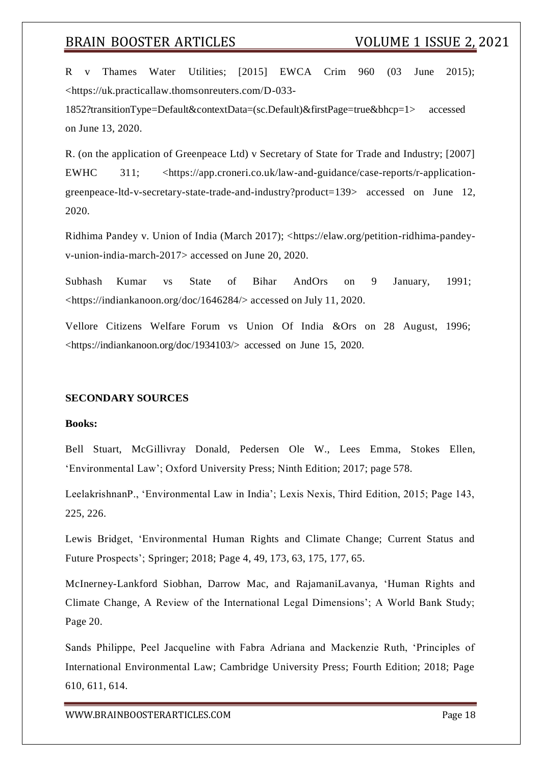R v Thames Water Utilities; [2015] EWCA Crim 960 (03 June 2015); <https://uk.practicallaw.thomsonreuters.com/D-033-1852?transitionType=Default&contextData=(sc.Default)&firstPage=true&bhcp=1> accessed on June 13, 2020.

R. (on the application of Greenpeace Ltd) v Secretary of State for Trade and Industry; [2007] EWHC 311; <https://app.croneri.co.uk/law-and-guidance/case-reports/r-application-greenpeace-ltd-v-secretary-state-trade-and-industry?product=139> accessed on June 12, 2020.

Ridhima Pandey v. Union of India (March 2017); <https://elaw.org/petition-ridhima-pandey-v-union-india-march-2017> accessed on June 20, 2020.

Subhash Kumar vs State of Bihar AndOrs on 9 January, 1991; <https://indiankanoon.org/doc/1646284/> accessed on July 11, 2020.

Vellore Citizens Welfare Forum vs Union Of India &Ors on 28 August, 1996; <https://indiankanoon.org/doc/1934103/> accessed on June 15, 2020.

**SECONDARY SOURCES**

**Books:**

Bell Stuart, McGillivray Donald, Pedersen Ole W., Lees Emma, Stokes Ellen, 'Environmental Law'; Oxford University Press; Ninth Edition; 2017; page 578.

LeelakrishnanP., 'Environmental Law in India'; Lexis Nexis, Third Edition, 2015; Page 143, 225, 226.

Lewis Bridget, 'Environmental Human Rights and Climate Change; Current Status and Future Prospects'; Springer; 2018; Page 4, 49, 173, 63, 175, 177, 65.

McInerney-Lankford Siobhan, Darrow Mac, and RajamaniLavanya, 'Human Rights and Climate Change, A Review of the International Legal Dimensions'; A World Bank Study; Page 20.

Sands Philippe, Peel Jacqueline with Fabra Adriana and Mackenzie Ruth, 'Principles of International Environmental Law; Cambridge University Press; Fourth Edition; 2018; Page 610, 611, 614.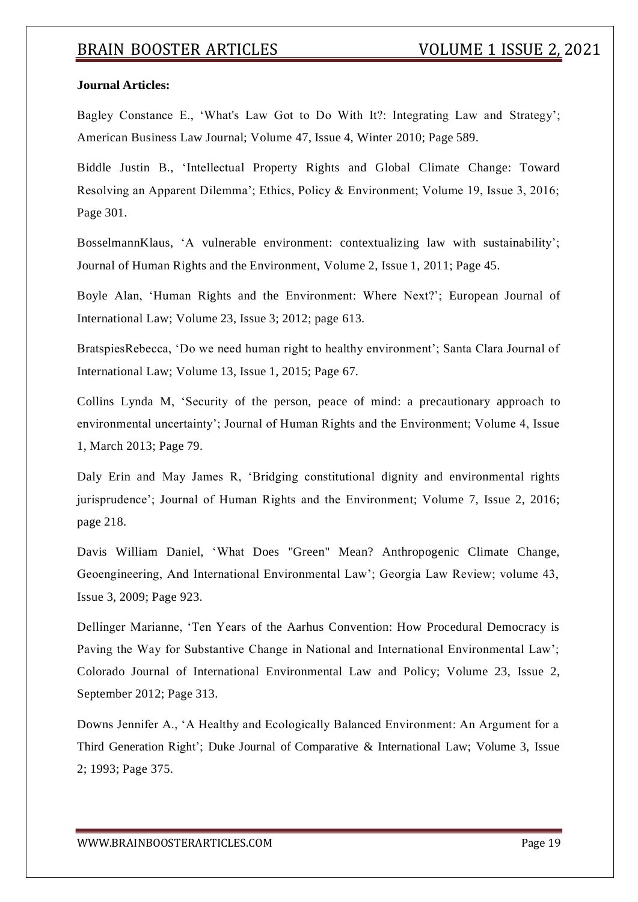**Journal Articles:**

Bagley Constance E., 'What's Law Got to Do With It?: Integrating Law and Strategy'; American Business Law Journal; Volume 47, Issue 4, Winter 2010; Page 589.

Biddle Justin B., 'Intellectual Property Rights and Global Climate Change: Toward Resolving an Apparent Dilemma'; Ethics, Policy & Environment; Volume 19, Issue 3, 2016; Page 301.

BosselmannKlaus, 'A vulnerable environment: contextualizing law with sustainability'; Journal of Human Rights and the Environment, Volume 2, Issue 1, 2011; Page 45.

Boyle Alan, 'Human Rights and the Environment: Where Next?'; European Journal of International Law; Volume 23, Issue 3; 2012; page 613.

BratspiesRebecca, 'Do we need human right to healthy environment'; Santa Clara Journal of International Law; Volume 13, Issue 1, 2015; Page 67.

Collins Lynda M, 'Security of the person, peace of mind: a precautionary approach to environmental uncertainty'; Journal of Human Rights and the Environment; Volume 4, Issue 1, March 2013; Page 79.

Daly Erin and May James R, 'Bridging constitutional dignity and environmental rights jurisprudence'; Journal of Human Rights and the Environment; Volume 7, Issue 2, 2016; page 218.

Davis William Daniel, 'What Does "Green" Mean? Anthropogenic Climate Change, Geoengineering, And International Environmental Law'; Georgia Law Review; volume 43, Issue 3, 2009; Page 923.

Dellinger Marianne, 'Ten Years of the Aarhus Convention: How Procedural Democracy is Paving the Way for Substantive Change in National and International Environmental Law'; Colorado Journal of International Environmental Law and Policy; Volume 23, Issue 2, September 2012; Page 313.

Downs Jennifer A., 'A Healthy and Ecologically Balanced Environment: An Argument for a Third Generation Right'; Duke Journal of Comparative & International Law; Volume 3, Issue 2; 1993; Page 375.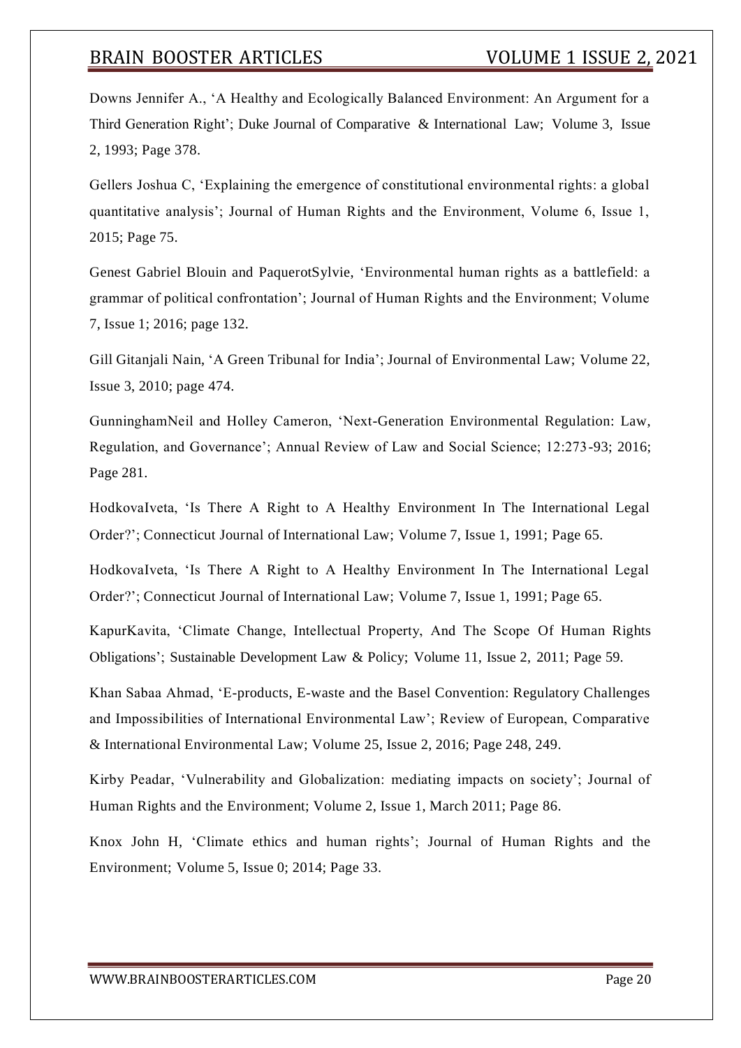Downs Jennifer A., 'A Healthy and Ecologically Balanced Environment: An Argument for a Third Generation Right'; Duke Journal of Comparative & International Law; Volume 3, Issue 2, 1993; Page 378.

Gellers Joshua C, 'Explaining the emergence of constitutional environmental rights: a global quantitative analysis'; Journal of Human Rights and the Environment, Volume 6, Issue 1, 2015; Page 75.

Genest Gabriel Blouin and PaquerotSylvie, 'Environmental human rights as a battlefield: a grammar of political confrontation'; Journal of Human Rights and the Environment; Volume 7, Issue 1; 2016; page 132.

Gill Gitanjali Nain, 'A Green Tribunal for India'; Journal of Environmental Law; Volume 22, Issue 3, 2010; page 474.

GunninghamNeil and Holley Cameron, 'Next-Generation Environmental Regulation: Law, Regulation, and Governance'; Annual Review of Law and Social Science; 12:273-93; 2016; Page 281.

HodkovaIveta, 'Is There A Right to A Healthy Environment In The International Legal Order?'; Connecticut Journal of International Law; Volume 7, Issue 1, 1991; Page 65.

HodkovaIveta, 'Is There A Right to A Healthy Environment In The International Legal Order?'; Connecticut Journal of International Law; Volume 7, Issue 1, 1991; Page 65.

KapurKavita, 'Climate Change, Intellectual Property, And The Scope Of Human Rights Obligations'; Sustainable Development Law & Policy; Volume 11, Issue 2, 2011; Page 59.

Khan Sabaa Ahmad, 'E-products, E-waste and the Basel Convention: Regulatory Challenges and Impossibilities of International Environmental Law'; Review of European, Comparative & International Environmental Law; Volume 25, Issue 2, 2016; Page 248, 249.

Kirby Peadar, 'Vulnerability and Globalization: mediating impacts on society'; Journal of Human Rights and the Environment; Volume 2, Issue 1, March 2011; Page 86.

Knox John H, 'Climate ethics and human rights'; Journal of Human Rights and the Environment; Volume 5, Issue 0; 2014; Page 33.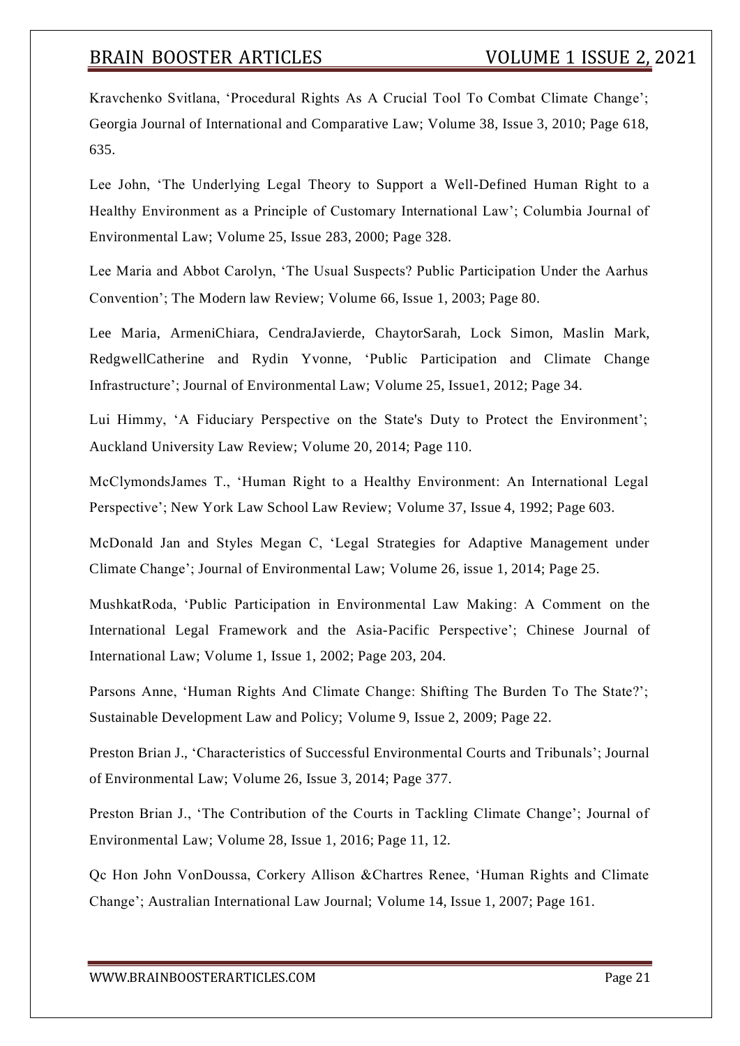Kravchenko Svitlana, 'Procedural Rights As A Crucial Tool To Combat Climate Change'; Georgia Journal of International and Comparative Law; Volume 38, Issue 3, 2010; Page 618, 635.

Lee John, 'The Underlying Legal Theory to Support a Well-Defined Human Right to a Healthy Environment as a Principle of Customary International Law'; Columbia Journal of Environmental Law; Volume 25, Issue 283, 2000; Page 328.

Lee Maria and Abbot Carolyn, 'The Usual Suspects? Public Participation Under the Aarhus Convention'; The Modern law Review; Volume 66, Issue 1, 2003; Page 80.

Lee Maria, ArmeniChiara, CendraJavierde, ChaytorSarah, Lock Simon, Maslin Mark, RedgwellCatherine and Rydin Yvonne, 'Public Participation and Climate Change Infrastructure'; Journal of Environmental Law; Volume 25, Issue1, 2012; Page 34.

Lui Himmy, 'A Fiduciary Perspective on the State's Duty to Protect the Environment'; Auckland University Law Review; Volume 20, 2014; Page 110.

McClymondsJames T., 'Human Right to a Healthy Environment: An International Legal Perspective'; New York Law School Law Review; Volume 37, Issue 4, 1992; Page 603.

McDonald Jan and Styles Megan C, 'Legal Strategies for Adaptive Management under Climate Change'; Journal of Environmental Law; Volume 26, issue 1, 2014; Page 25.

MushkatRoda, 'Public Participation in Environmental Law Making: A Comment on the International Legal Framework and the Asia-Pacific Perspective'; Chinese Journal of International Law; Volume 1, Issue 1, 2002; Page 203, 204.

Parsons Anne, 'Human Rights And Climate Change: Shifting The Burden To The State?'; Sustainable Development Law and Policy; Volume 9, Issue 2, 2009; Page 22.

Preston Brian J., 'Characteristics of Successful Environmental Courts and Tribunals'; Journal of Environmental Law; Volume 26, Issue 3, 2014; Page 377.

Preston Brian J., 'The Contribution of the Courts in Tackling Climate Change'; Journal of Environmental Law; Volume 28, Issue 1, 2016; Page 11, 12.

Qc Hon John VonDoussa, Corkery Allison &Chartres Renee, 'Human Rights and Climate Change'; Australian International Law Journal; Volume 14, Issue 1, 2007; Page 161.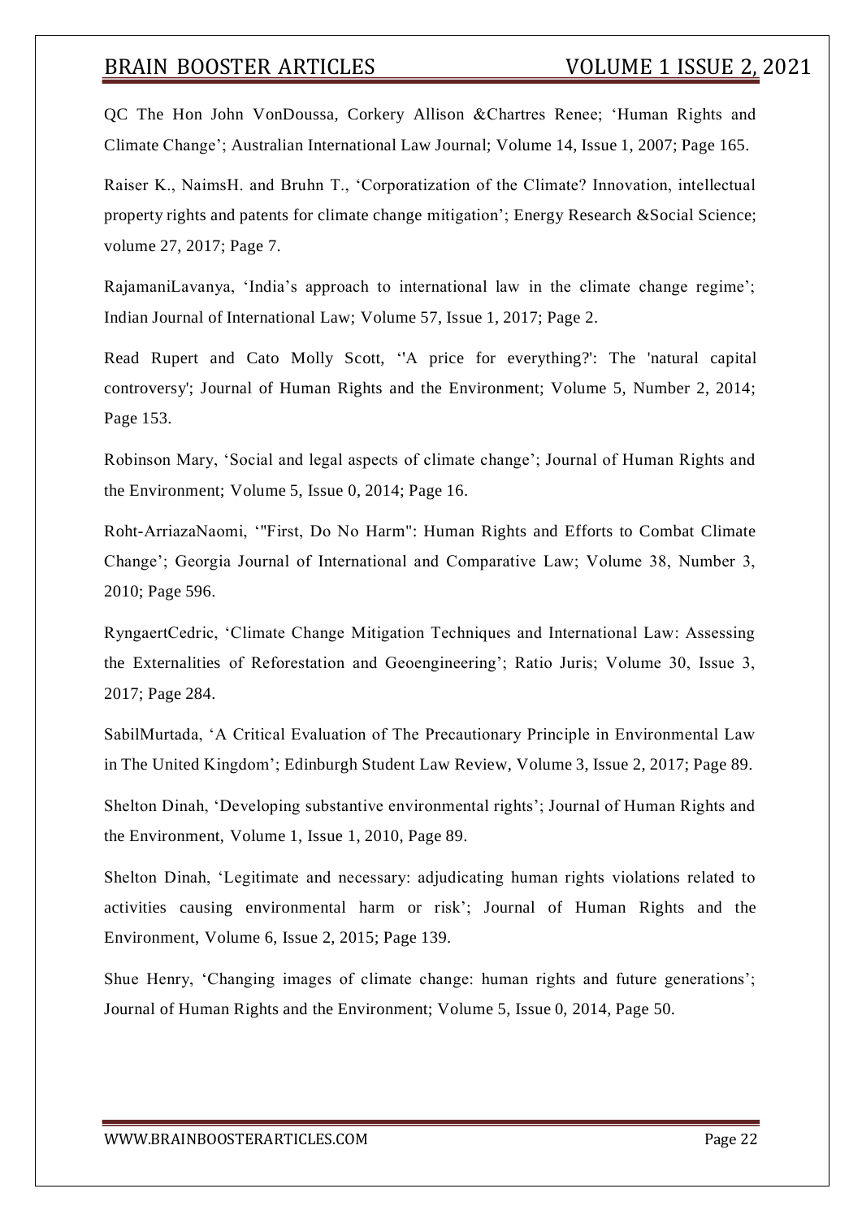QC The Hon John VonDoussa, Corkery Allison &Chartres Renee; 'Human Rights and Climate Change'; Australian International Law Journal; Volume 14, Issue 1, 2007; Page 165.

Raiser K., NaimsH. and Bruhn T., 'Corporatization of the Climate? Innovation, intellectual property rights and patents for climate change mitigation'; Energy Research &Social Science; volume 27, 2017; Page 7.

RajamaniLavanya, 'India's approach to international law in the climate change regime'; Indian Journal of International Law; Volume 57, Issue 1, 2017; Page 2.

Read Rupert and Cato Molly Scott, ''A price for everything?': The 'natural capital controversy'; Journal of Human Rights and the Environment; Volume 5, Number 2, 2014; Page 153.

Robinson Mary, 'Social and legal aspects of climate change'; Journal of Human Rights and the Environment; Volume 5, Issue 0, 2014; Page 16.

Roht-ArriazaNaomi, '"First, Do No Harm": Human Rights and Efforts to Combat Climate Change'; Georgia Journal of International and Comparative Law; Volume 38, Number 3, 2010; Page 596.

RyngaertCedric, 'Climate Change Mitigation Techniques and International Law: Assessing the Externalities of Reforestation and Geoengineering'; Ratio Juris; Volume 30, Issue 3, 2017; Page 284.

SabilMurtada, 'A Critical Evaluation of The Precautionary Principle in Environmental Law in The United Kingdom'; Edinburgh Student Law Review, Volume 3, Issue 2, 2017; Page 89.

Shelton Dinah, 'Developing substantive environmental rights'; Journal of Human Rights and the Environment, Volume 1, Issue 1, 2010, Page 89.

Shelton Dinah, 'Legitimate and necessary: adjudicating human rights violations related to activities causing environmental harm or risk'; Journal of Human Rights and the Environment, Volume 6, Issue 2, 2015; Page 139.

Shue Henry, 'Changing images of climate change: human rights and future generations'; Journal of Human Rights and the Environment; Volume 5, Issue 0, 2014, Page 50.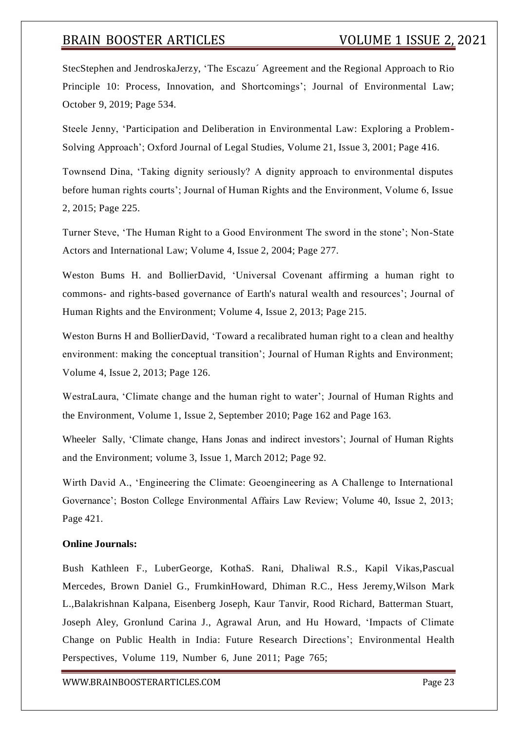StecStephen and JendroskaJerzy, 'The Escazu´ Agreement and the Regional Approach to Rio Principle 10: Process, Innovation, and Shortcomings'; Journal of Environmental Law; October 9, 2019; Page 534.

Steele Jenny, 'Participation and Deliberation in Environmental Law: Exploring a Problem-Solving Approach'; Oxford Journal of Legal Studies, Volume 21, Issue 3, 2001; Page 416.

Townsend Dina, 'Taking dignity seriously? A dignity approach to environmental disputes before human rights courts'; Journal of Human Rights and the Environment, Volume 6, Issue 2, 2015; Page 225.

Turner Steve, 'The Human Right to a Good Environment The sword in the stone'; Non-State Actors and International Law; Volume 4, Issue 2, 2004; Page 277.

Weston Bums H. and BollierDavid, 'Universal Covenant affirming a human right to commons- and rights-based governance of Earth's natural wealth and resources'; Journal of Human Rights and the Environment; Volume 4, Issue 2, 2013; Page 215.

Weston Burns H and BollierDavid, 'Toward a recalibrated human right to a clean and healthy environment: making the conceptual transition'; Journal of Human Rights and Environment; Volume 4, Issue 2, 2013; Page 126.

WestraLaura, 'Climate change and the human right to water'; Journal of Human Rights and the Environment, Volume 1, Issue 2, September 2010; Page 162 and Page 163.

Wheeler Sally, 'Climate change, Hans Jonas and indirect investors'; Journal of Human Rights and the Environment; volume 3, Issue 1, March 2012; Page 92.

Wirth David A., 'Engineering the Climate: Geoengineering as A Challenge to International Governance'; Boston College Environmental Affairs Law Review; Volume 40, Issue 2, 2013; Page 421.

**Online Journals:**

Bush Kathleen F., LuberGeorge, KothaS. Rani, Dhaliwal R.S., Kapil Vikas,Pascual Mercedes, Brown Daniel G., FrumkinHoward, Dhiman R.C., Hess Jeremy,Wilson Mark L.,Balakrishnan Kalpana, Eisenberg Joseph, Kaur Tanvir, Rood Richard, Batterman Stuart, Joseph Aley, Gronlund Carina J., Agrawal Arun, and Hu Howard, 'Impacts of Climate Change on Public Health in India: Future Research Directions'; Environmental Health Perspectives, Volume 119, Number 6, June 2011; Page 765;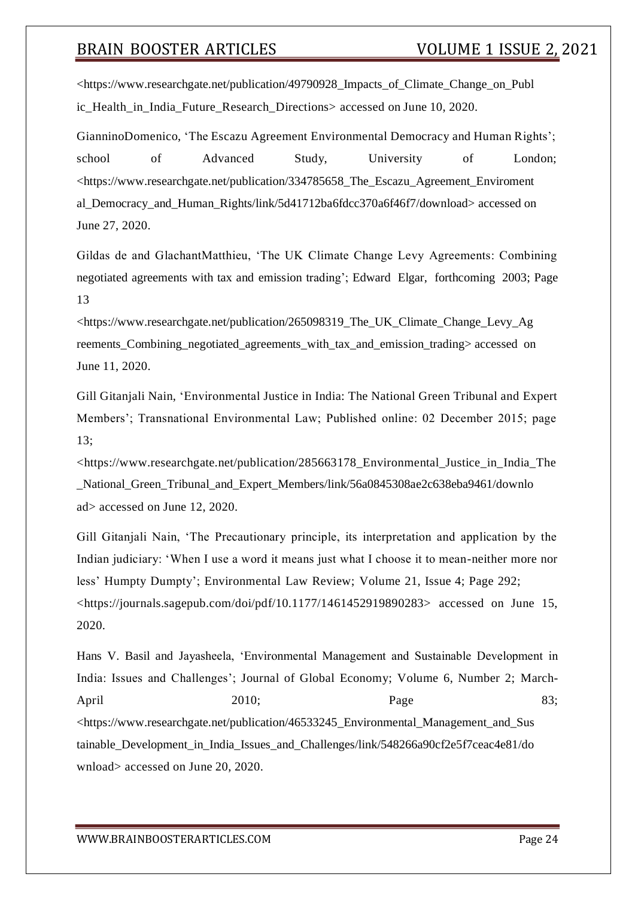<https://www.researchgate.net/publication/49790928_Impacts_of_Climate_Change_on_Public_Health_in_India_Future_Research_Directions> accessed on June 10, 2020.

GianninoDomenico, 'The Escazu Agreement Environmental Democracy and Human Rights'; school of Advanced Study, University of London; <https://www.researchgate.net/publication/334785658_The_Escazu_Agreement_Enviromental_Democracy_and_Human_Rights/link/5d41712ba6fdcc370a6f46f7/download> accessed on June 27, 2020.

Gildas de and GlachantMatthieu, 'The UK Climate Change Levy Agreements: Combining negotiated agreements with tax and emission trading'; Edward Elgar, forthcoming 2003; Page 13 <https://www.researchgate.net/publication/265098319_The_UK_Climate_Change_Levy_Agreements_Combining_negotiated_agreements_with_tax_and_emission_trading> accessed on June 11, 2020.

Gill Gitanjali Nain, 'Environmental Justice in India: The National Green Tribunal and Expert Members'; Transnational Environmental Law; Published online: 02 December 2015; page 13; <https://www.researchgate.net/publication/285663178_Environmental_Justice_in_India_The_National_Green_Tribunal_and_Expert_Members/link/56a0845308ae2c638eba9461/download> accessed on June 12, 2020.

Gill Gitanjali Nain, 'The Precautionary principle, its interpretation and application by the Indian judiciary: 'When I use a word it means just what I choose it to mean-neither more nor less' Humpty Dumpty'; Environmental Law Review; Volume 21, Issue 4; Page 292; <https://journals.sagepub.com/doi/pdf/10.1177/1461452919890283> accessed on June 15, 2020.

Hans V. Basil and Jayasheela, 'Environmental Management and Sustainable Development in India: Issues and Challenges'; Journal of Global Economy; Volume 6, Number 2; March-April 2010; Page 83; <https://www.researchgate.net/publication/46533245_Environmental_Management_and_Sustainable_Development_in_India_Issues_and_Challenges/link/548266a90cf2e5f7ceac4e81/download> accessed on June 20, 2020.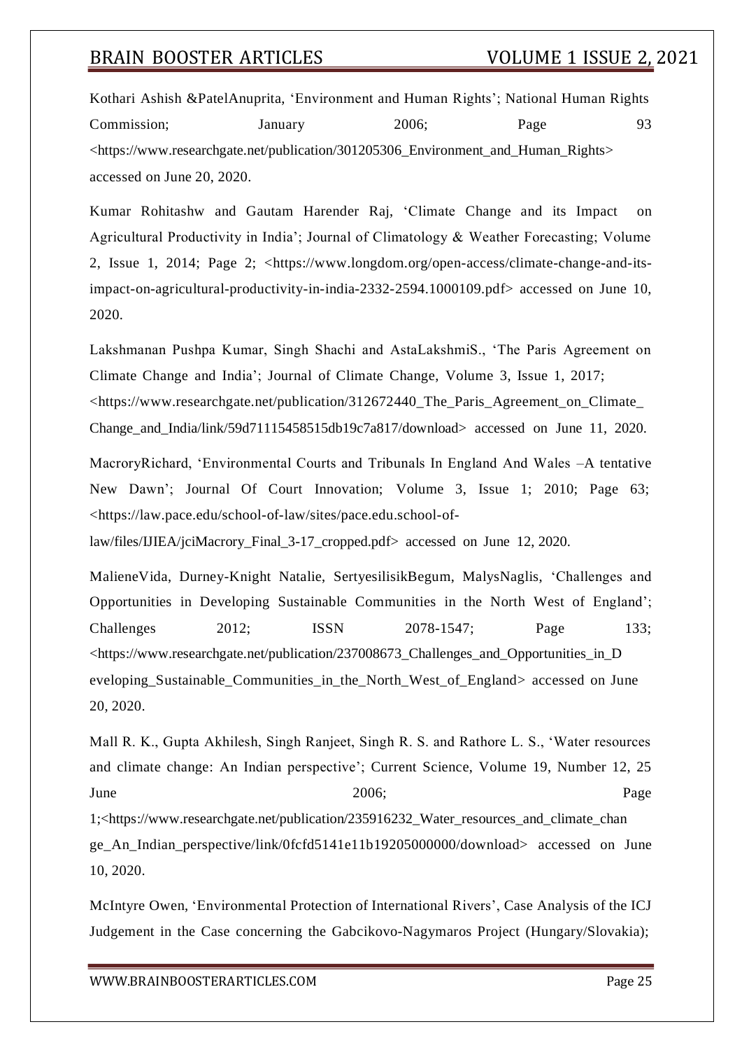Kothari Ashish &PatelAnuprita, 'Environment and Human Rights'; National Human Rights Commission; January 2006; Page 93 <https://www.researchgate.net/publication/301205306_Environment_and_Human_Rights> accessed on June 20, 2020.

Kumar Rohitashw and Gautam Harender Raj, 'Climate Change and its Impact on Agricultural Productivity in India'; Journal of Climatology & Weather Forecasting; Volume 2, Issue 1, 2014; Page 2; <https://www.longdom.org/open-access/climate-change-and-its-impact-on-agricultural-productivity-in-india-2332-2594.1000109.pdf> accessed on June 10, 2020.

Lakshmanan Pushpa Kumar, Singh Shachi and AstaLakshmiS., 'The Paris Agreement on Climate Change and India'; Journal of Climate Change, Volume 3, Issue 1, 2017; <https://www.researchgate.net/publication/312672440_The_Paris_Agreement_on_Climate_Change_and_India/link/59d71115458515db19c7a817/download> accessed on June 11, 2020.

MacroryRichard, 'Environmental Courts and Tribunals In England And Wales –A tentative New Dawn'; Journal Of Court Innovation; Volume 3, Issue 1; 2010; Page 63; <https://law.pace.edu/school-of-law/sites/pace.edu.school-of-law/files/IJIEA/jciMacrory_Final_3-17_cropped.pdf> accessed on June 12, 2020.

MalieneVida, Durney-Knight Natalie, SertyesilisikBegum, MalysNaglis, 'Challenges and Opportunities in Developing Sustainable Communities in the North West of England'; Challenges 2012; ISSN 2078-1547; Page 133; <https://www.researchgate.net/publication/237008673_Challenges_and_Opportunities_in_Developing_Sustainable_Communities_in_the_North_West_of_England> accessed on June 20, 2020.

Mall R. K., Gupta Akhilesh, Singh Ranjeet, Singh R. S. and Rathore L. S., 'Water resources and climate change: An Indian perspective'; Current Science, Volume 19, Number 12, 25 June 2006; Page 1;<https://www.researchgate.net/publication/235916232_Water_resources_and_climate_change_An_Indian_perspective/link/0fcfd5141e11b19205000000/download> accessed on June 10, 2020.

McIntyre Owen, 'Environmental Protection of International Rivers', Case Analysis of the ICJ Judgement in the Case concerning the Gabcikovo-Nagymaros Project (Hungary/Slovakia);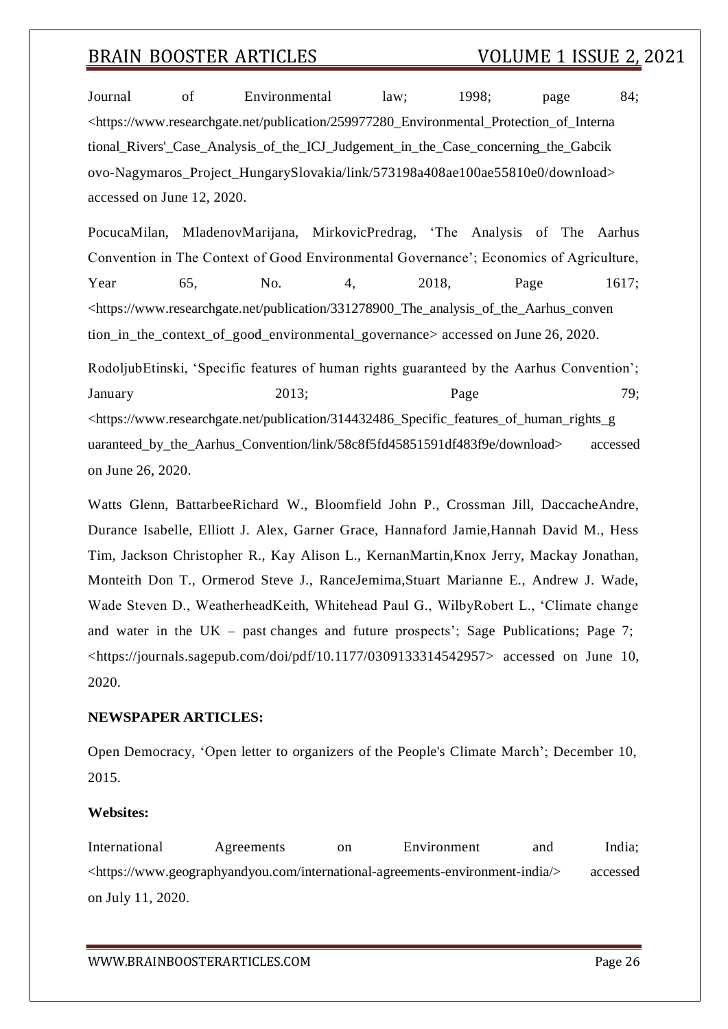Journal of Environmental law; 1998; page 84; <https://www.researchgate.net/publication/259977280_Environmental_Protection_of_International_Rivers'_Case_Analysis_of_the_ICJ_Judgement_in_the_Case_concerning_the_Gabcikovo-Nagymaros_Project_HungarySlovakia/link/573198a408ae100ae55810e0/download> accessed on June 12, 2020.

PocucaMilan, MladenovMarijana, MirkovicPredrag, 'The Analysis of The Aarhus Convention in The Context of Good Environmental Governance'; Economics of Agriculture, Year 65, No. 4, 2018, Page 1617; <https://www.researchgate.net/publication/331278900_The_analysis_of_the_Aarhus_convention_in_the_context_of_good_environmental_governance> accessed on June 26, 2020.

RodoljubEtinski, 'Specific features of human rights guaranteed by the Aarhus Convention'; January 2013; Page 79; <https://www.researchgate.net/publication/314432486_Specific_features_of_human_rights_guaranteed_by_the_Aarhus_Convention/link/58c8f5fd45851591df483f9e/download> accessed on June 26, 2020.

Watts Glenn, BattarbeeRichard W., Bloomfield John P., Crossman Jill, DaccacheAndre, Durance Isabelle, Elliott J. Alex, Garner Grace, Hannaford Jamie,Hannah David M., Hess Tim, Jackson Christopher R., Kay Alison L., KernanMartin,Knox Jerry, Mackay Jonathan, Monteith Don T., Ormerod Steve J., RanceJemima,Stuart Marianne E., Andrew J. Wade, Wade Steven D., WeatherheadKeith, Whitehead Paul G., WilbyRobert L., 'Climate change and water in the UK – past changes and future prospects'; Sage Publications; Page 7; <https://journals.sagepub.com/doi/pdf/10.1177/0309133314542957> accessed on June 10, 2020.

**NEWSPAPER ARTICLES:**

Open Democracy, 'Open letter to organizers of the People's Climate March'; December 10, 2015.

**Websites:**

International Agreements on Environment and India; <https://www.geographyandyou.com/international-agreements-environment-india/> accessed on July 11, 2020.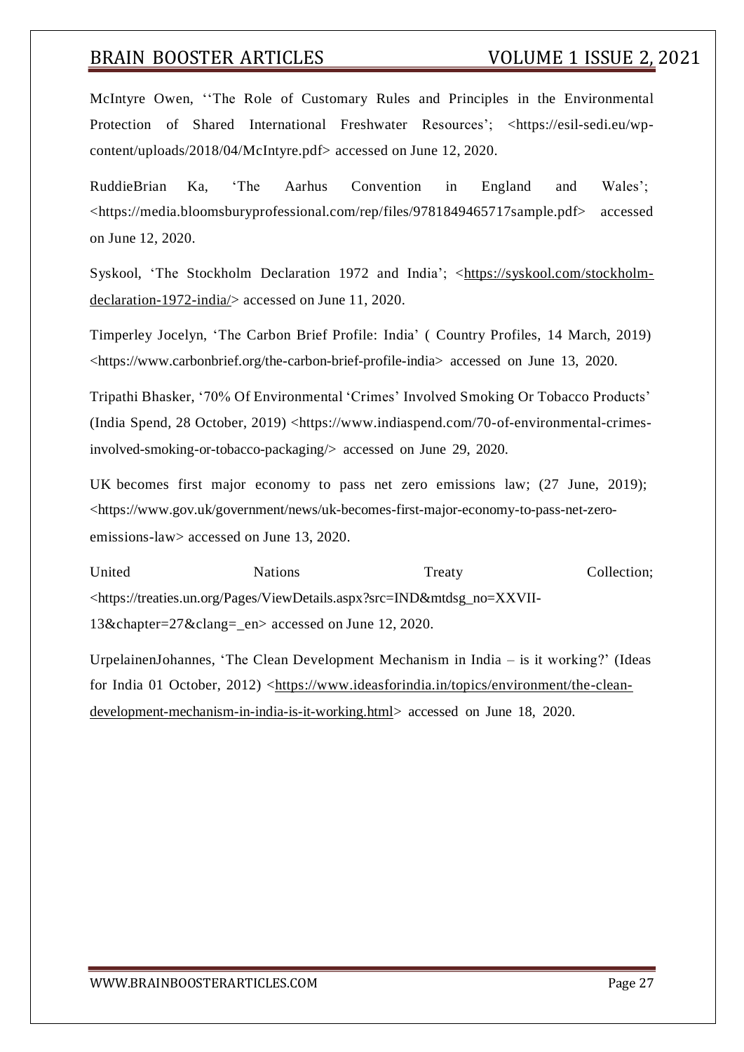McIntyre Owen, ''The Role of Customary Rules and Principles in the Environmental Protection of Shared International Freshwater Resources'; <https://esil-sedi.eu/wp-content/uploads/2018/04/McIntyre.pdf> accessed on June 12, 2020.

RuddieBrian Ka, 'The Aarhus Convention in England and Wales'; <https://media.bloomsburyprofessional.com/rep/files/9781849465717sample.pdf> accessed on June 12, 2020.

Syskool, 'The Stockholm Declaration 1972 and India'; <https://syskool.com/stockholm-declaration-1972-india/> accessed on June 11, 2020.

Timperley Jocelyn, 'The Carbon Brief Profile: India' ( Country Profiles, 14 March, 2019) <https://www.carbonbrief.org/the-carbon-brief-profile-india> accessed on June 13, 2020.

Tripathi Bhasker, '70% Of Environmental 'Crimes' Involved Smoking Or Tobacco Products' (India Spend, 28 October, 2019) <https://www.indiaspend.com/70-of-environmental-crimes-involved-smoking-or-tobacco-packaging/> accessed on June 29, 2020.

UK becomes first major economy to pass net zero emissions law; (27 June, 2019); <https://www.gov.uk/government/news/uk-becomes-first-major-economy-to-pass-net-zero-emissions-law> accessed on June 13, 2020.

United Nations Treaty Collection; <https://treaties.un.org/Pages/ViewDetails.aspx?src=IND&mtdsg_no=XXVII-13&chapter=27&clang=_en> accessed on June 12, 2020.

UrpelainenJohannes, 'The Clean Development Mechanism in India – is it working?' (Ideas for India 01 October, 2012) <https://www.ideasforindia.in/topics/environment/the-clean-development-mechanism-in-india-is-it-working.html> accessed on June 18, 2020.